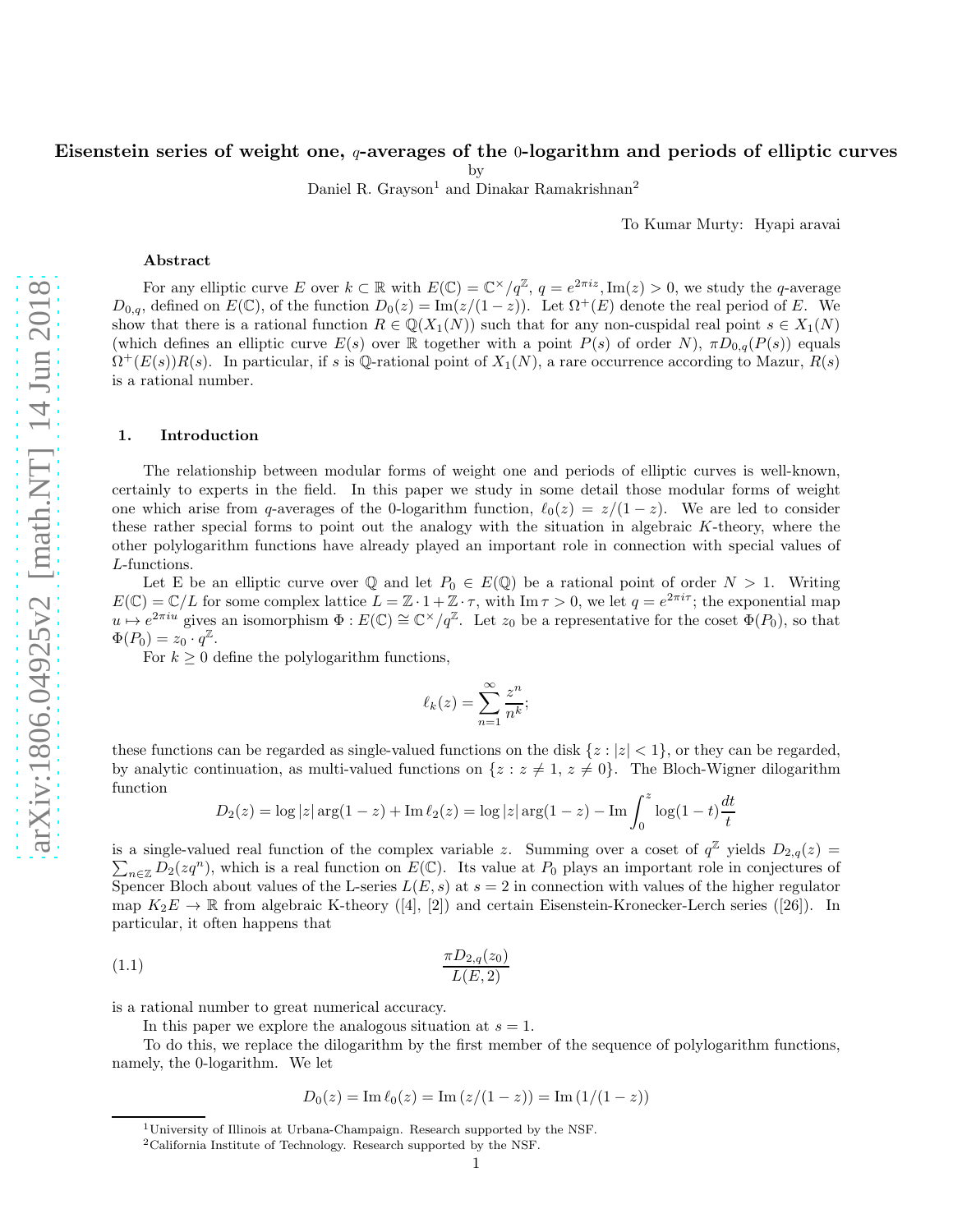# Eisenstein series of weight one, $q$-averages of the 0-logarithm and periods of elliptic curves

by

Daniel R. Grayson[1] and Dinakar Ramakrishnan[2]

To Kumar Murty: Hyapi aravai

### Abstract

For any elliptic curve $E$ over $k \subset \mathbb{R}$ with $E(\mathbb{C}) = \mathbb{C}^\times/q^\mathbb{Z}$, $q = e^{2\pi i z}, \mathrm{Im}(z) > 0$, we study the $q$-average $D_{0,q}$, defined on $E(\mathbb{C})$, of the function $D_0(z) = \mathrm{Im}(z/(1-z))$. Let $\Omega^+(E)$ denote the real period of $E$. We show that there is a rational function $R \in \mathbb{Q}(X_1(N))$ such that for any non-cuspidal real point $s \in X_1(N)$ (which defines an elliptic curve $E(s)$ over $\mathbb{R}$ together with a point $P(s)$ of order $N$), $\pi D_{0,q}(P(s))$ equals $\Omega^+(E(s))R(s)$. In particular, if $s$ is $\mathbb{Q}$-rational point of $X_1(N)$, a rare occurrence according to Mazur, $R(s)$ is a rational number.

## 1. Introduction

The relationship between modular forms of weight one and periods of elliptic curves is well-known, certainly to experts in the field. In this paper we study in some detail those modular forms of weight one which arise from $q$-averages of the 0-logarithm function, $\ell_0(z) = z/(1-z)$. We are led to consider these rather special forms to point out the analogy with the situation in algebraic $K$-theory, where the other polylogarithm functions have already played an important role in connection with special values of $L$-functions.

Let E be an elliptic curve over $\mathbb{Q}$ and let $P_0 \in E(\mathbb{Q})$ be a rational point of order $N > 1$. Writing $E(\mathbb{C}) = \mathbb{C}/L$ for some complex lattice $L = \mathbb{Z}\cdot 1 + \mathbb{Z}\cdot\tau$, with $\mathrm{Im}\,\tau > 0$, we let $q = e^{2\pi i\tau}$; the exponential map $u \mapsto e^{2\pi i u}$ gives an isomorphism $\Phi : E(\mathbb{C}) \cong \mathbb{C}^\times/q^\mathbb{Z}$. Let $z_0$ be a representative for the coset $\Phi(P_0)$, so that $\Phi(P_0) = z_0 \cdot q^\mathbb{Z}$.

For $k \geq 0$ define the polylogarithm functions,

$$\ell_k(z) = \sum_{n=1}^{\infty} \frac{z^n}{n^k};$$

these functions can be regarded as single-valued functions on the disk $\{z : |z| < 1\}$, or they can be regarded, by analytic continuation, as multi-valued functions on $\{z : z \neq 1,\ z \neq 0\}$. The Bloch-Wigner dilogarithm function

$$D_2(z) = \log|z| \arg(1-z) + \mathrm{Im}\,\ell_2(z) = \log|z| \arg(1-z) - \mathrm{Im}\int_0^z \log(1-t)\frac{dt}{t}$$

is a single-valued real function of the complex variable $z$. Summing over a coset of $q^\mathbb{Z}$ yields $D_{2,q}(z) = \sum_{n\in\mathbb{Z}} D_2(zq^n)$, which is a real function on $E(\mathbb{C})$. Its value at $P_0$ plays an important role in conjectures of Spencer Bloch about values of the L-series $L(E,s)$ at $s = 2$ in connection with values of the higher regulator map $K_2E \to \mathbb{R}$ from algebraic K-theory ([4], [2]) and certain Eisenstein-Kronecker-Lerch series ([26]). In particular, it often happens that

$$\frac{\pi D_{2,q}(z_0)}{L(E,2)} \tag{1.1}$$

is a rational number to great numerical accuracy.

In this paper we explore the analogous situation at $s = 1$.

To do this, we replace the dilogarithm by the first member of the sequence of polylogarithm functions, namely, the 0-logarithm. We let

$$D_0(z) = \mathrm{Im}\,\ell_0(z) = \mathrm{Im}\,(z/(1-z)) = \mathrm{Im}\,(1/(1-z))$$

---

[1] University of Illinois at Urbana-Champaign. Research supported by the NSF.

[2] California Institute of Technology. Research supported by the NSF.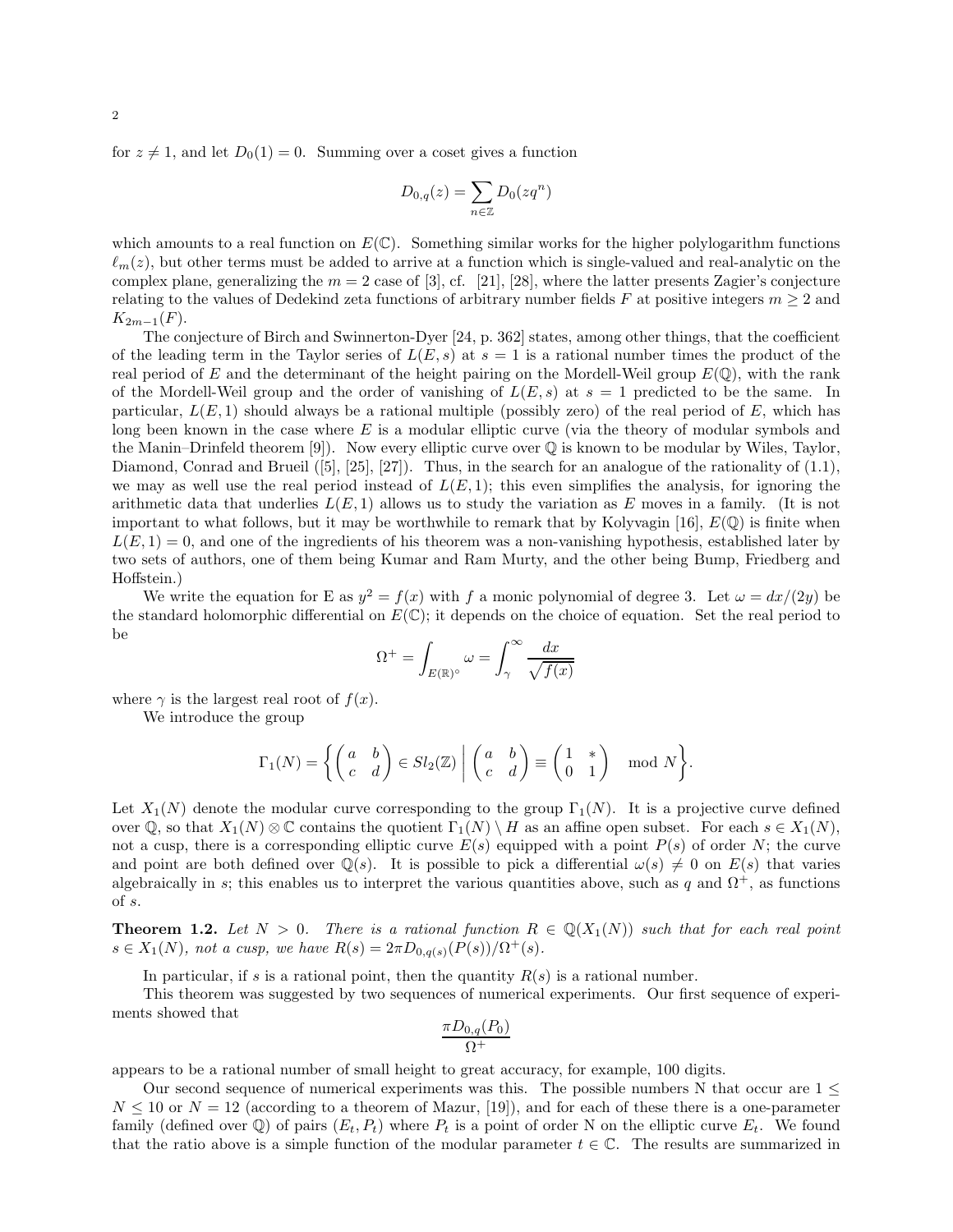for $z \neq 1$, and let $D_0(1) = 0$. Summing over a coset gives a function

$$D_{0,q}(z) = \sum_{n \in \mathbb{Z}} D_0(zq^n)$$

which amounts to a real function on $E(\mathbb{C})$. Something similar works for the higher polylogarithm functions $\ell_m(z)$, but other terms must be added to arrive at a function which is single-valued and real-analytic on the complex plane, generalizing the $m = 2$ case of [3], cf. [21], [28], where the latter presents Zagier's conjecture relating to the values of Dedekind zeta functions of arbitrary number fields $F$ at positive integers $m \geq 2$ and $K_{2m-1}(F)$.

The conjecture of Birch and Swinnerton-Dyer [24, p. 362] states, among other things, that the coefficient of the leading term in the Taylor series of $L(E, s)$ at $s = 1$ is a rational number times the product of the real period of $E$ and the determinant of the height pairing on the Mordell-Weil group $E(\mathbb{Q})$, with the rank of the Mordell-Weil group and the order of vanishing of $L(E, s)$ at $s = 1$ predicted to be the same. In particular, $L(E, 1)$ should always be a rational multiple (possibly zero) of the real period of $E$, which has long been known in the case where $E$ is a modular elliptic curve (via the theory of modular symbols and the Manin–Drinfeld theorem [9]). Now every elliptic curve over $\mathbb{Q}$ is known to be modular by Wiles, Taylor, Diamond, Conrad and Brueil ([5], [25], [27]). Thus, in the search for an analogue of the rationality of (1.1), we may as well use the real period instead of $L(E, 1)$; this even simplifies the analysis, for ignoring the arithmetic data that underlies $L(E, 1)$ allows us to study the variation as $E$ moves in a family. (It is not important to what follows, but it may be worthwhile to remark that by Kolyvagin [16], $E(\mathbb{Q})$ is finite when $L(E, 1) = 0$, and one of the ingredients of his theorem was a non-vanishing hypothesis, established later by two sets of authors, one of them being Kumar and Ram Murty, and the other being Bump, Friedberg and Hoffstein.)

We write the equation for E as $y^2 = f(x)$ with $f$ a monic polynomial of degree 3. Let $\omega = dx/(2y)$ be the standard holomorphic differential on $E(\mathbb{C})$; it depends on the choice of equation. Set the real period to be

$$\Omega^+ = \int_{E(\mathbb{R})^\circ} \omega = \int_\gamma^\infty \frac{dx}{\sqrt{f(x)}}$$

where $\gamma$ is the largest real root of $f(x)$.

We introduce the group

$$\Gamma_1(N) = \left\{ \begin{pmatrix} a & b \\ c & d \end{pmatrix} \in Sl_2(\mathbb{Z}) \;\middle|\; \begin{pmatrix} a & b \\ c & d \end{pmatrix} \equiv \begin{pmatrix} 1 & * \\ 0 & 1 \end{pmatrix} \mod N \right\}.$$

Let $X_1(N)$ denote the modular curve corresponding to the group $\Gamma_1(N)$. It is a projective curve defined over $\mathbb{Q}$, so that $X_1(N) \otimes \mathbb{C}$ contains the quotient $\Gamma_1(N) \setminus H$ as an affine open subset. For each $s \in X_1(N)$, not a cusp, there is a corresponding elliptic curve $E(s)$ equipped with a point $P(s)$ of order $N$; the curve and point are both defined over $\mathbb{Q}(s)$. It is possible to pick a differential $\omega(s) \neq 0$ on $E(s)$ that varies algebraically in $s$; this enables us to interpret the various quantities above, such as $q$ and $\Omega^+$, as functions of $s$.

**Theorem 1.2.** *Let $N > 0$. There is a rational function $R \in \mathbb{Q}(X_1(N))$ such that for each real point $s \in X_1(N)$, not a cusp, we have $R(s) = 2\pi D_{0,q(s)}(P(s))/\Omega^+(s)$.*

In particular, if $s$ is a rational point, then the quantity $R(s)$ is a rational number.

This theorem was suggested by two sequences of numerical experiments. Our first sequence of experiments showed that

$$\frac{\pi D_{0,q}(P_0)}{\Omega^+}$$

appears to be a rational number of small height to great accuracy, for example, 100 digits.

Our second sequence of numerical experiments was this. The possible numbers N that occur are $1 \leq N \leq 10$ or $N = 12$ (according to a theorem of Mazur, [19]), and for each of these there is a one-parameter family (defined over $\mathbb{Q}$) of pairs $(E_t, P_t)$ where $P_t$ is a point of order N on the elliptic curve $E_t$. We found that the ratio above is a simple function of the modular parameter $t \in \mathbb{C}$. The results are summarized in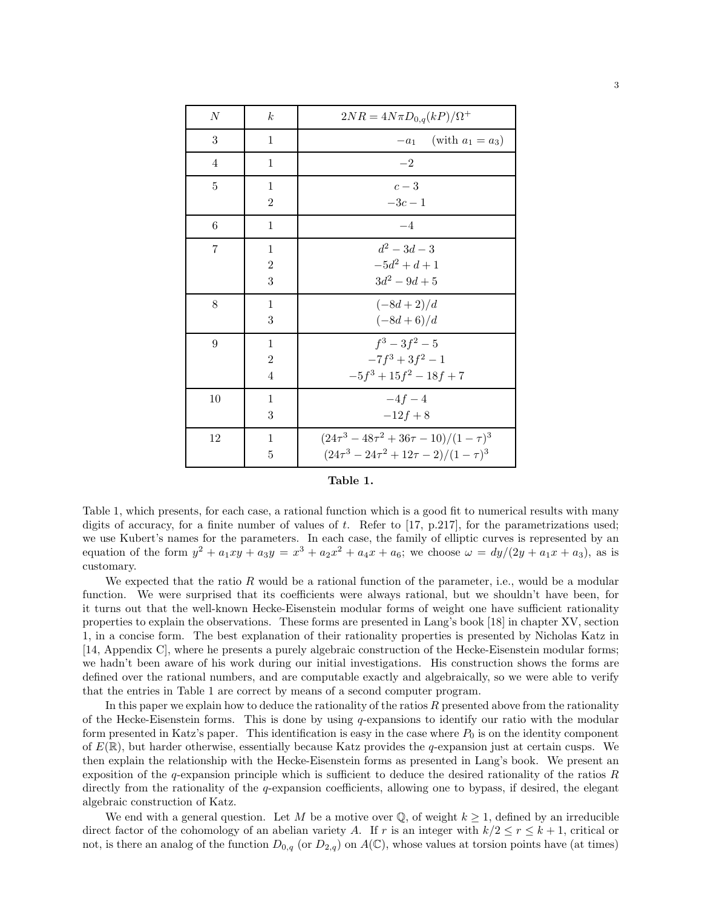| $N$ | $k$ | $2NR = 4N\pi D_{0,q}(kP)/\Omega^+$ |
|---|---|---|
| 3 | 1 | $-a_1$ (with $a_1 = a_3$) |
| 4 | 1 | $-2$ |
| 5 | 1 | $c - 3$ |
| | 2 | $-3c - 1$ |
| 6 | 1 | $-4$ |
| 7 | 1 | $d^2 - 3d - 3$ |
| | 2 | $-5d^2 + d + 1$ |
| | 3 | $3d^2 - 9d + 5$ |
| 8 | 1 | $(-8d + 2)/d$ |
| | 3 | $(-8d + 6)/d$ |
| 9 | 1 | $f^3 - 3f^2 - 5$ |
| | 2 | $-7f^3 + 3f^2 - 1$ |
| | 4 | $-5f^3 + 15f^2 - 18f + 7$ |
| 10 | 1 | $-4f - 4$ |
| | 3 | $-12f + 8$ |
| 12 | 1 | $(24\tau^3 - 48\tau^2 + 36\tau - 10)/(1 - \tau)^3$ |
| | 5 | $(24\tau^3 - 24\tau^2 + 12\tau - 2)/(1 - \tau)^3$ |

**Table 1.**

Table 1, which presents, for each case, a rational function which is a good fit to numerical results with many digits of accuracy, for a finite number of values of $t$. Refer to [17, p.217], for the parametrizations used; we use Kubert's names for the parameters. In each case, the family of elliptic curves is represented by an equation of the form $y^2 + a_1xy + a_3y = x^3 + a_2x^2 + a_4x + a_6$; we choose $\omega = dy/(2y + a_1x + a_3)$, as is customary.

We expected that the ratio $R$ would be a rational function of the parameter, i.e., would be a modular function. We were surprised that its coefficients were always rational, but we shouldn't have been, for it turns out that the well-known Hecke-Eisenstein modular forms of weight one have sufficient rationality properties to explain the observations. These forms are presented in Lang's book [18] in chapter XV, section 1, in a concise form. The best explanation of their rationality properties is presented by Nicholas Katz in [14, Appendix C], where he presents a purely algebraic construction of the Hecke-Eisenstein modular forms; we hadn't been aware of his work during our initial investigations. His construction shows the forms are defined over the rational numbers, and are computable exactly and algebraically, so we were able to verify that the entries in Table 1 are correct by means of a second computer program.

In this paper we explain how to deduce the rationality of the ratios $R$ presented above from the rationality of the Hecke-Eisenstein forms. This is done by using $q$-expansions to identify our ratio with the modular form presented in Katz's paper. This identification is easy in the case where $P_0$ is on the identity component of $E(\mathbb{R})$, but harder otherwise, essentially because Katz provides the $q$-expansion just at certain cusps. We then explain the relationship with the Hecke-Eisenstein forms as presented in Lang's book. We present an exposition of the $q$-expansion principle which is sufficient to deduce the desired rationality of the ratios $R$ directly from the rationality of the $q$-expansion coefficients, allowing one to bypass, if desired, the elegant algebraic construction of Katz.

We end with a general question. Let $M$ be a motive over $\mathbb{Q}$, of weight $k \geq 1$, defined by an irreducible direct factor of the cohomology of an abelian variety $A$. If $r$ is an integer with $k/2 \leq r \leq k+1$, critical or not, is there an analog of the function $D_{0,q}$ (or $D_{2,q}$) on $A(\mathbb{C})$, whose values at torsion points have (at times)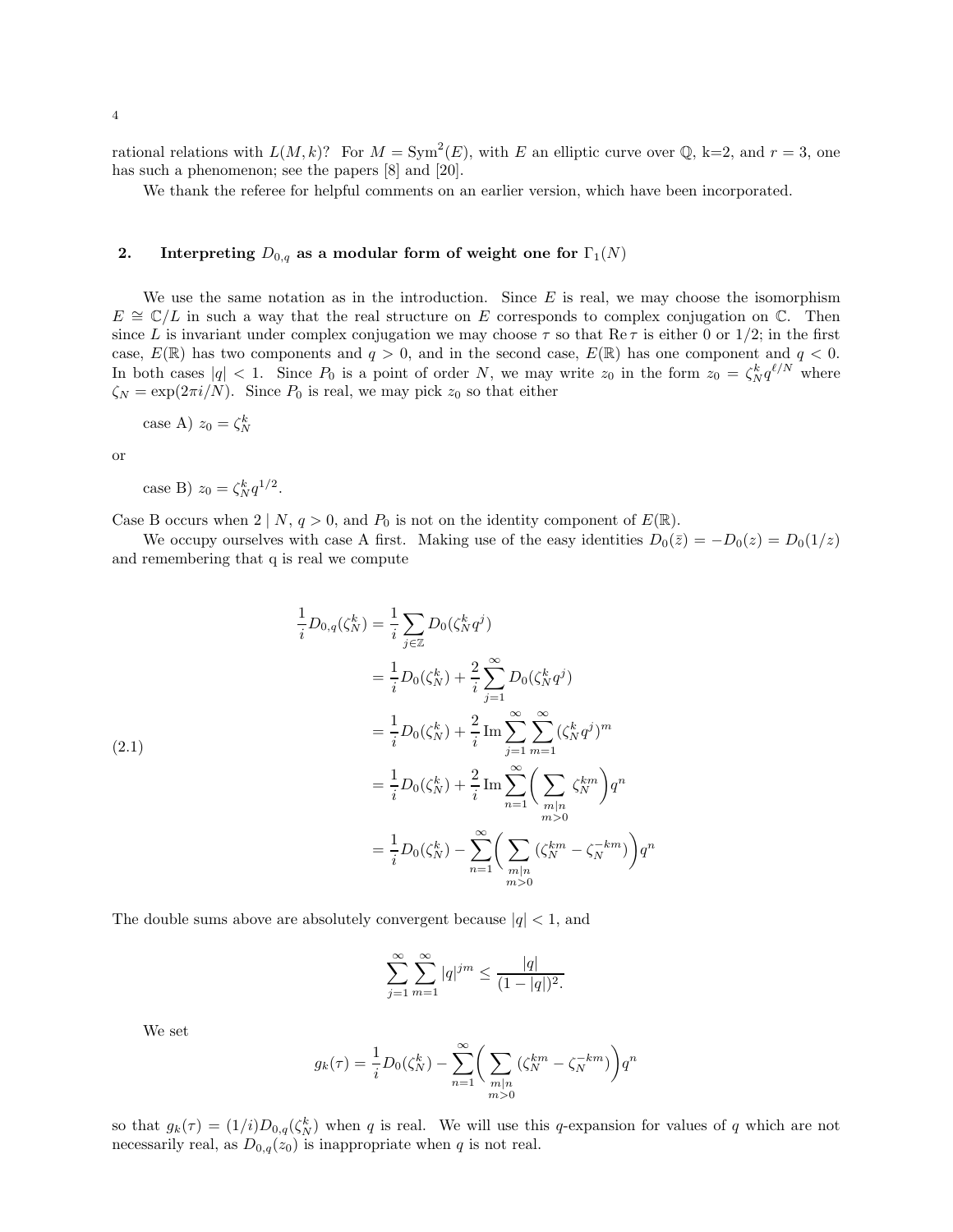rational relations with $L(M, k)$? For $M = \mathrm{Sym}^2(E)$, with $E$ an elliptic curve over $\mathbb{Q}$, k=2, and $r = 3$, one has such a phenomenon; see the papers [8] and [20].

We thank the referee for helpful comments on an earlier version, which have been incorporated.

## 2. Interpreting $D_{0,q}$ as a modular form of weight one for $\Gamma_1(N)$

We use the same notation as in the introduction. Since $E$ is real, we may choose the isomorphism $E \cong \mathbb{C}/L$ in such a way that the real structure on $E$ corresponds to complex conjugation on $\mathbb{C}$. Then since $L$ is invariant under complex conjugation we may choose $\tau$ so that $\mathrm{Re}\,\tau$ is either 0 or $1/2$; in the first case, $E(\mathbb{R})$ has two components and $q > 0$, and in the second case, $E(\mathbb{R})$ has one component and $q < 0$. In both cases $|q| < 1$. Since $P_0$ is a point of order $N$, we may write $z_0$ in the form $z_0 = \zeta_N^k q^{\ell/N}$ where $\zeta_N = \exp(2\pi i/N)$. Since $P_0$ is real, we may pick $z_0$ so that either

case A) $z_0 = \zeta_N^k$

or

case B) $z_0 = \zeta_N^k q^{1/2}$.

Case B occurs when $2 \mid N$, $q > 0$, and $P_0$ is not on the identity component of $E(\mathbb{R})$.

We occupy ourselves with case A first. Making use of the easy identities $D_0(\bar{z}) = -D_0(z) = D_0(1/z)$ and remembering that q is real we compute

$$
\begin{aligned}
\frac{1}{i}D_{0,q}(\zeta_N^k) &= \frac{1}{i}\sum_{j\in\mathbb{Z}} D_0(\zeta_N^k q^j) \\
&= \frac{1}{i}D_0(\zeta_N^k) + \frac{2}{i}\sum_{j=1}^{\infty} D_0(\zeta_N^k q^j) \\
&= \frac{1}{i}D_0(\zeta_N^k) + \frac{2}{i}\,\mathrm{Im}\sum_{j=1}^{\infty}\sum_{m=1}^{\infty} (\zeta_N^k q^j)^m \\
&= \frac{1}{i}D_0(\zeta_N^k) + \frac{2}{i}\,\mathrm{Im}\sum_{n=1}^{\infty}\bigg(\sum_{\substack{m\mid n\\ m>0}} \zeta_N^{km}\bigg) q^n \\
&= \frac{1}{i}D_0(\zeta_N^k) - \sum_{n=1}^{\infty}\bigg(\sum_{\substack{m\mid n\\ m>0}} (\zeta_N^{km} - \zeta_N^{-km})\bigg) q^n
\end{aligned}
\tag{2.1}
$$

The double sums above are absolutely convergent because $|q| < 1$, and

$$
\sum_{j=1}^{\infty}\sum_{m=1}^{\infty} |q|^{jm} \leq \frac{|q|}{(1-|q|)^2}.
$$

We set

$$
g_k(\tau) = \frac{1}{i}D_0(\zeta_N^k) - \sum_{n=1}^{\infty}\bigg(\sum_{\substack{m\mid n\\ m>0}} (\zeta_N^{km} - \zeta_N^{-km})\bigg) q^n
$$

so that $g_k(\tau) = (1/i)D_{0,q}(\zeta_N^k)$ when $q$ is real. We will use this $q$-expansion for values of $q$ which are not necessarily real, as $D_{0,q}(z_0)$ is inappropriate when $q$ is not real.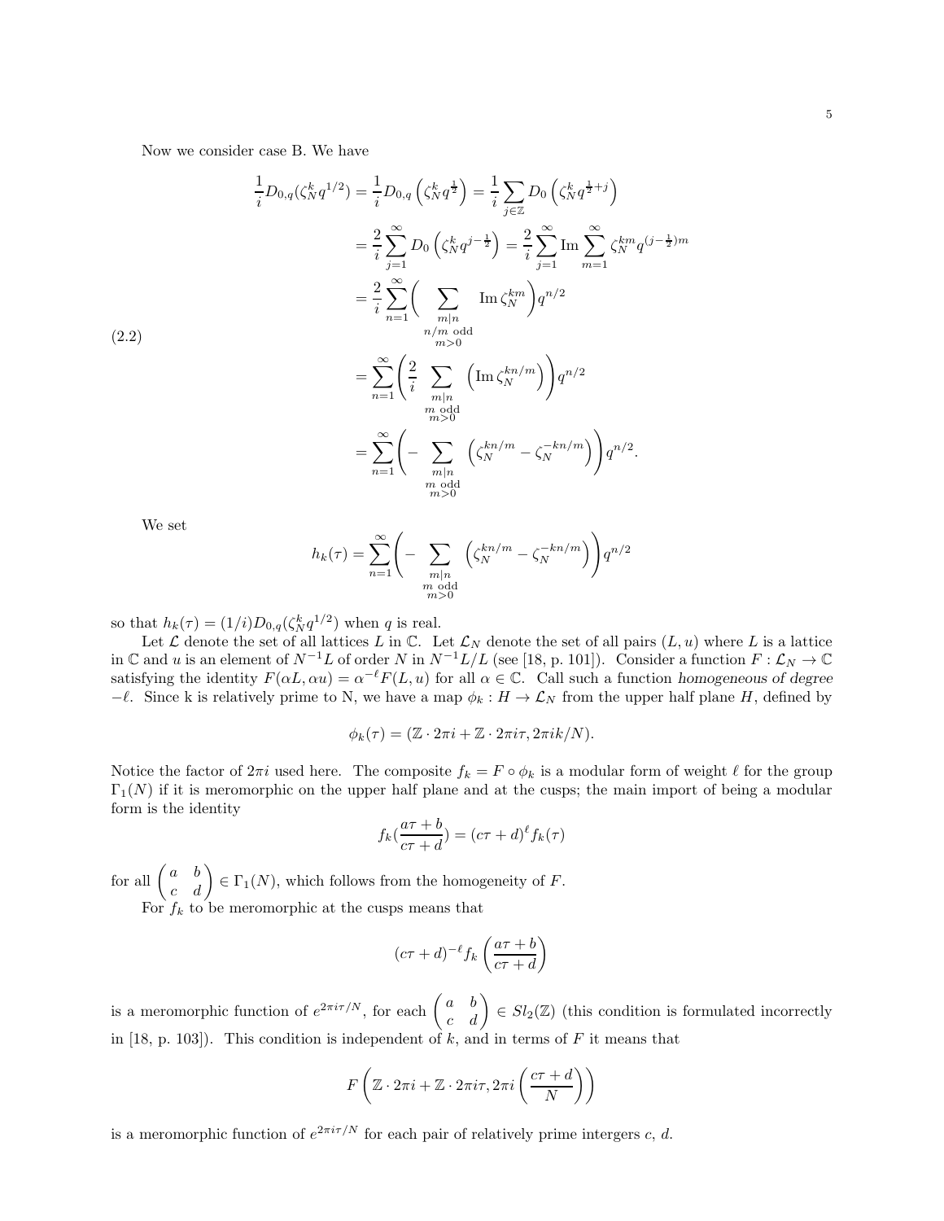Now we consider case B. We have

$$
\begin{aligned}
\frac{1}{i}D_{0,q}(\zeta_N^k q^{1/2}) &= \frac{1}{i}D_{0,q}\left(\zeta_N^k q^{\frac{1}{2}}\right) = \frac{1}{i}\sum_{j\in\mathbb{Z}} D_0\left(\zeta_N^k q^{\frac{1}{2}+j}\right) \\
&= \frac{2}{i}\sum_{j=1}^{\infty} D_0\left(\zeta_N^k q^{j-\frac{1}{2}}\right) = \frac{2}{i}\sum_{j=1}^{\infty}\operatorname{Im}\sum_{m=1}^{\infty}\zeta_N^{km}q^{(j-\frac{1}{2})m} \\
&= \frac{2}{i}\sum_{n=1}^{\infty}\Bigg(\sum_{\substack{m|n \\ n/m \text{ odd} \\ m>0}} \operatorname{Im}\zeta_N^{km}\Bigg)q^{n/2} \\
&= \sum_{n=1}^{\infty}\Bigg(\frac{2}{i}\sum_{\substack{m|n \\ m \text{ odd} \\ m>0}}\left(\operatorname{Im}\zeta_N^{kn/m}\right)\Bigg)q^{n/2} \\
&= \sum_{n=1}^{\infty}\Bigg(-\sum_{\substack{m|n \\ m \text{ odd} \\ m>0}}\left(\zeta_N^{kn/m}-\zeta_N^{-kn/m}\right)\Bigg)q^{n/2}.
\end{aligned}
\tag{2.2}
$$

We set

$$
h_k(\tau) = \sum_{n=1}^{\infty}\Bigg(-\sum_{\substack{m|n \\ m \text{ odd} \\ m>0}}\left(\zeta_N^{kn/m}-\zeta_N^{-kn/m}\right)\Bigg)q^{n/2}
$$

so that $h_k(\tau) = (1/i)D_{0,q}(\zeta_N^k q^{1/2})$ when $q$ is real.

Let $\mathcal{L}$ denote the set of all lattices $L$ in $\mathbb{C}$. Let $\mathcal{L}_N$ denote the set of all pairs $(L, u)$ where $L$ is a lattice in $\mathbb{C}$ and $u$ is an element of $N^{-1}L$ of order $N$ in $N^{-1}L/L$ (see [18, p. 101]). Consider a function $F : \mathcal{L}_N \to \mathbb{C}$ satisfying the identity $F(\alpha L, \alpha u) = \alpha^{-\ell}F(L, u)$ for all $\alpha \in \mathbb{C}$. Call such a function *homogeneous of degree* $-\ell$. Since k is relatively prime to N, we have a map $\phi_k : H \to \mathcal{L}_N$ from the upper half plane $H$, defined by

$$
\phi_k(\tau) = (\mathbb{Z}\cdot 2\pi i + \mathbb{Z}\cdot 2\pi i\tau, 2\pi i k/N).
$$

Notice the factor of $2\pi i$ used here. The composite $f_k = F \circ \phi_k$ is a modular form of weight $\ell$ for the group $\Gamma_1(N)$ if it is meromorphic on the upper half plane and at the cusps; the main import of being a modular form is the identity

$$
f_k\left(\frac{a\tau+b}{c\tau+d}\right) = (c\tau+d)^{\ell} f_k(\tau)
$$

for all $\begin{pmatrix} a & b \\ c & d \end{pmatrix} \in \Gamma_1(N)$, which follows from the homogeneity of $F$.

For $f_k$ to be meromorphic at the cusps means that

$$
(c\tau+d)^{-\ell} f_k\left(\frac{a\tau+b}{c\tau+d}\right)
$$

is a meromorphic function of $e^{2\pi i\tau/N}$, for each $\begin{pmatrix} a & b \\ c & d \end{pmatrix} \in Sl_2(\mathbb{Z})$ (this condition is formulated incorrectly in [18, p. 103]). This condition is independent of $k$, and in terms of $F$ it means that

$$
F\left(\mathbb{Z}\cdot 2\pi i + \mathbb{Z}\cdot 2\pi i\tau, 2\pi i\left(\frac{c\tau+d}{N}\right)\right)
$$

is a meromorphic function of $e^{2\pi i\tau/N}$ for each pair of relatively prime intergers $c$, $d$.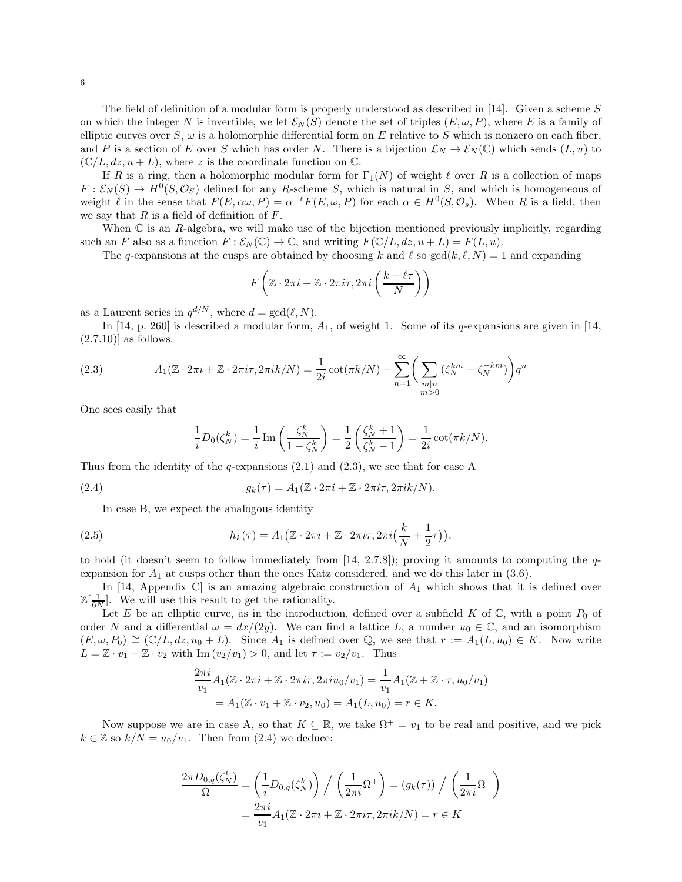The field of definition of a modular form is properly understood as described in [14]. Given a scheme $S$ on which the integer $N$ is invertible, we let $\mathcal{E}_N(S)$ denote the set of triples $(E, \omega, P)$, where $E$ is a family of elliptic curves over $S$, $\omega$ is a holomorphic differential form on $E$ relative to $S$ which is nonzero on each fiber, and $P$ is a section of $E$ over $S$ which has order $N$. There is a bijection $\mathcal{L}_N \to \mathcal{E}_N(\mathbb{C})$ which sends $(L, u)$ to $(\mathbb{C}/L, dz, u + L)$, where $z$ is the coordinate function on $\mathbb{C}$.

If $R$ is a ring, then a holomorphic modular form for $\Gamma_1(N)$ of weight $\ell$ over $R$ is a collection of maps $F : \mathcal{E}_N(S) \to H^0(S, \mathcal{O}_S)$ defined for any $R$-scheme $S$, which is natural in $S$, and which is homogeneous of weight $\ell$ in the sense that $F(E, \alpha\omega, P) = \alpha^{-\ell} F(E, \omega, P)$ for each $\alpha \in H^0(S, \mathcal{O}_s)$. When $R$ is a field, then we say that $R$ is a field of definition of $F$.

When $\mathbb{C}$ is an $R$-algebra, we will make use of the bijection mentioned previously implicitly, regarding such an $F$ also as a function $F : \mathcal{E}_N(\mathbb{C}) \to \mathbb{C}$, and writing $F(\mathbb{C}/L, dz, u + L) = F(L, u)$.

The $q$-expansions at the cusps are obtained by choosing $k$ and $\ell$ so $\gcd(k, \ell, N) = 1$ and expanding

$$F\left(\mathbb{Z} \cdot 2\pi i + \mathbb{Z} \cdot 2\pi i\tau, 2\pi i\left(\frac{k + \ell\tau}{N}\right)\right)$$

as a Laurent series in $q^{d/N}$, where $d = \gcd(\ell, N)$.

In [14, p. 260] is described a modular form, $A_1$, of weight 1. Some of its $q$-expansions are given in [14, (2.7.10)] as follows.

$$A_1(\mathbb{Z} \cdot 2\pi i + \mathbb{Z} \cdot 2\pi i\tau, 2\pi i k/N) = \frac{1}{2i}\cot(\pi k/N) - \sum_{n=1}^{\infty}\bigg(\sum_{\substack{m|n \\ m>0}}(\zeta_N^{km} - \zeta_N^{-km})\bigg)q^n \tag{2.3}$$

One sees easily that

$$\frac{1}{i}D_0(\zeta_N^k) = \frac{1}{i}\operatorname{Im}\left(\frac{\zeta_N^k}{1 - \zeta_N^k}\right) = \frac{1}{2}\left(\frac{\zeta_N^k + 1}{\zeta_N^k - 1}\right) = \frac{1}{2i}\cot(\pi k/N).$$

Thus from the identity of the $q$-expansions (2.1) and (2.3), we see that for case A

$$g_k(\tau) = A_1(\mathbb{Z} \cdot 2\pi i + \mathbb{Z} \cdot 2\pi i\tau, 2\pi i k/N). \tag{2.4}$$

In case B, we expect the analogous identity

$$h_k(\tau) = A_1\big(\mathbb{Z} \cdot 2\pi i + \mathbb{Z} \cdot 2\pi i\tau, 2\pi i\big(\frac{k}{N} + \frac{1}{2}\tau\big)\big). \tag{2.5}$$

to hold (it doesn't seem to follow immediately from [14, 2.7.8]); proving it amounts to computing the $q$-expansion for $A_1$ at cusps other than the ones Katz considered, and we do this later in (3.6).

In [14, Appendix C] is an amazing algebraic construction of $A_1$ which shows that it is defined over $\mathbb{Z}[\frac{1}{6N}]$. We will use this result to get the rationality.

Let $E$ be an elliptic curve, as in the introduction, defined over a subfield $K$ of $\mathbb{C}$, with a point $P_0$ of order $N$ and a differential $\omega = dx/(2y)$. We can find a lattice $L$, a number $u_0 \in \mathbb{C}$, and an isomorphism $(E, \omega, P_0) \cong (\mathbb{C}/L, dz, u_0 + L)$. Since $A_1$ is defined over $\mathbb{Q}$, we see that $r := A_1(L, u_0) \in K$. Now write $L = \mathbb{Z} \cdot v_1 + \mathbb{Z} \cdot v_2$ with $\operatorname{Im}(v_2/v_1) > 0$, and let $\tau := v_2/v_1$. Thus

$$\begin{aligned}
\frac{2\pi i}{v_1}A_1(\mathbb{Z} \cdot 2\pi i + \mathbb{Z} \cdot 2\pi i\tau, 2\pi i u_0/v_1) &= \frac{1}{v_1}A_1(\mathbb{Z} + \mathbb{Z} \cdot \tau, u_0/v_1) \\
&= A_1(\mathbb{Z} \cdot v_1 + \mathbb{Z} \cdot v_2, u_0) = A_1(L, u_0) = r \in K.
\end{aligned}$$

Now suppose we are in case A, so that $K \subseteq \mathbb{R}$, we take $\Omega^+ = v_1$ to be real and positive, and we pick $k \in \mathbb{Z}$ so $k/N = u_0/v_1$. Then from (2.4) we deduce:

$$\begin{aligned}
\frac{2\pi D_{0,q}(\zeta_N^k)}{\Omega^+} &= \left(\frac{1}{i}D_{0,q}(\zeta_N^k)\right) \Big/ \left(\frac{1}{2\pi i}\Omega^+\right) = (g_k(\tau)) \Big/ \left(\frac{1}{2\pi i}\Omega^+\right) \\
&= \frac{2\pi i}{v_1}A_1(\mathbb{Z} \cdot 2\pi i + \mathbb{Z} \cdot 2\pi i\tau, 2\pi i k/N) = r \in K
\end{aligned}$$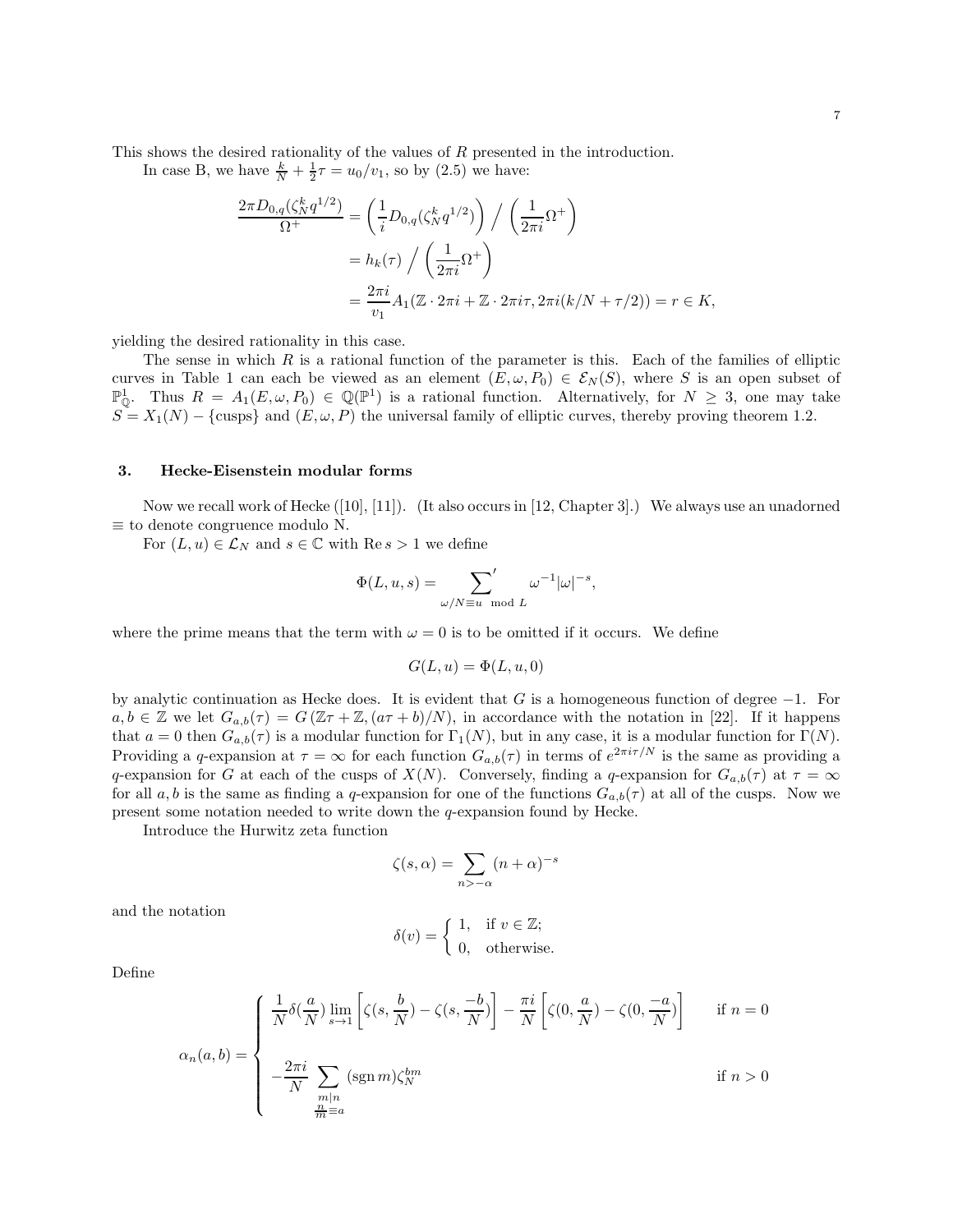This shows the desired rationality of the values of $R$ presented in the introduction.

In case B, we have $\frac{k}{N} + \frac{1}{2}\tau = u_0/v_1$, so by (2.5) we have:

$$\begin{aligned}
\frac{2\pi D_{0,q}(\zeta_N^k q^{1/2})}{\Omega^+} &= \left(\frac{1}{i} D_{0,q}(\zeta_N^k q^{1/2})\right) \Big/ \left(\frac{1}{2\pi i}\Omega^+\right) \\
&= h_k(\tau) \Big/ \left(\frac{1}{2\pi i}\Omega^+\right) \\
&= \frac{2\pi i}{v_1} A_1(\mathbb{Z}\cdot 2\pi i + \mathbb{Z}\cdot 2\pi i\tau, 2\pi i(k/N + \tau/2)) = r \in K,
\end{aligned}$$

yielding the desired rationality in this case.

The sense in which $R$ is a rational function of the parameter is this. Each of the families of elliptic curves in Table 1 can each be viewed as an element $(E, \omega, P_0) \in \mathcal{E}_N(S)$, where $S$ is an open subset of $\mathbb{P}^1_{\mathbb{Q}}$. Thus $R = A_1(E, \omega, P_0) \in \mathbb{Q}(\mathbb{P}^1)$ is a rational function. Alternatively, for $N \geq 3$, one may take $S = X_1(N) - \{\text{cusps}\}$ and $(E, \omega, P)$ the universal family of elliptic curves, thereby proving theorem 1.2.

## 3. Hecke-Eisenstein modular forms

Now we recall work of Hecke ([10], [11]). (It also occurs in [12, Chapter 3].) We always use an unadorned $\equiv$ to denote congruence modulo N.

For $(L, u) \in \mathcal{L}_N$ and $s \in \mathbb{C}$ with $\operatorname{Re} s > 1$ we define

$$\Phi(L, u, s) = \sum_{\omega/N \equiv u \mod L}{}' \omega^{-1}|\omega|^{-s},$$

where the prime means that the term with $\omega = 0$ is to be omitted if it occurs. We define

$$G(L, u) = \Phi(L, u, 0)$$

by analytic continuation as Hecke does. It is evident that $G$ is a homogeneous function of degree $-1$. For $a, b \in \mathbb{Z}$ we let $G_{a,b}(\tau) = G(\mathbb{Z}\tau + \mathbb{Z}, (a\tau + b)/N)$, in accordance with the notation in [22]. If it happens that $a = 0$ then $G_{a,b}(\tau)$ is a modular function for $\Gamma_1(N)$, but in any case, it is a modular function for $\Gamma(N)$. Providing a $q$-expansion at $\tau = \infty$ for each function $G_{a,b}(\tau)$ in terms of $e^{2\pi i\tau/N}$ is the same as providing a $q$-expansion for $G$ at each of the cusps of $X(N)$. Conversely, finding a $q$-expansion for $G_{a,b}(\tau)$ at $\tau = \infty$ for all $a, b$ is the same as finding a $q$-expansion for one of the functions $G_{a,b}(\tau)$ at all of the cusps. Now we present some notation needed to write down the $q$-expansion found by Hecke.

Introduce the Hurwitz zeta function

$$\zeta(s, \alpha) = \sum_{n > -\alpha} (n + \alpha)^{-s}$$

and the notation

$$\delta(v) = \begin{cases} 1, & \text{if } v \in \mathbb{Z}; \\ 0, & \text{otherwise.} \end{cases}$$

Define

$$\alpha_n(a, b) = \begin{cases} \dfrac{1}{N}\delta(\dfrac{a}{N}) \lim\limits_{s \to 1} \left[\zeta(s, \dfrac{b}{N}) - \zeta(s, \dfrac{-b}{N})\right] - \dfrac{\pi i}{N}\left[\zeta(0, \dfrac{a}{N}) - \zeta(0, \dfrac{-a}{N})\right] & \text{if } n = 0 \\[2em] -\dfrac{2\pi i}{N} \displaystyle\sum_{\substack{m \mid n \\ \frac{n}{m} \equiv a}} (\operatorname{sgn} m)\zeta_N^{bm} & \text{if } n > 0 \end{cases}$$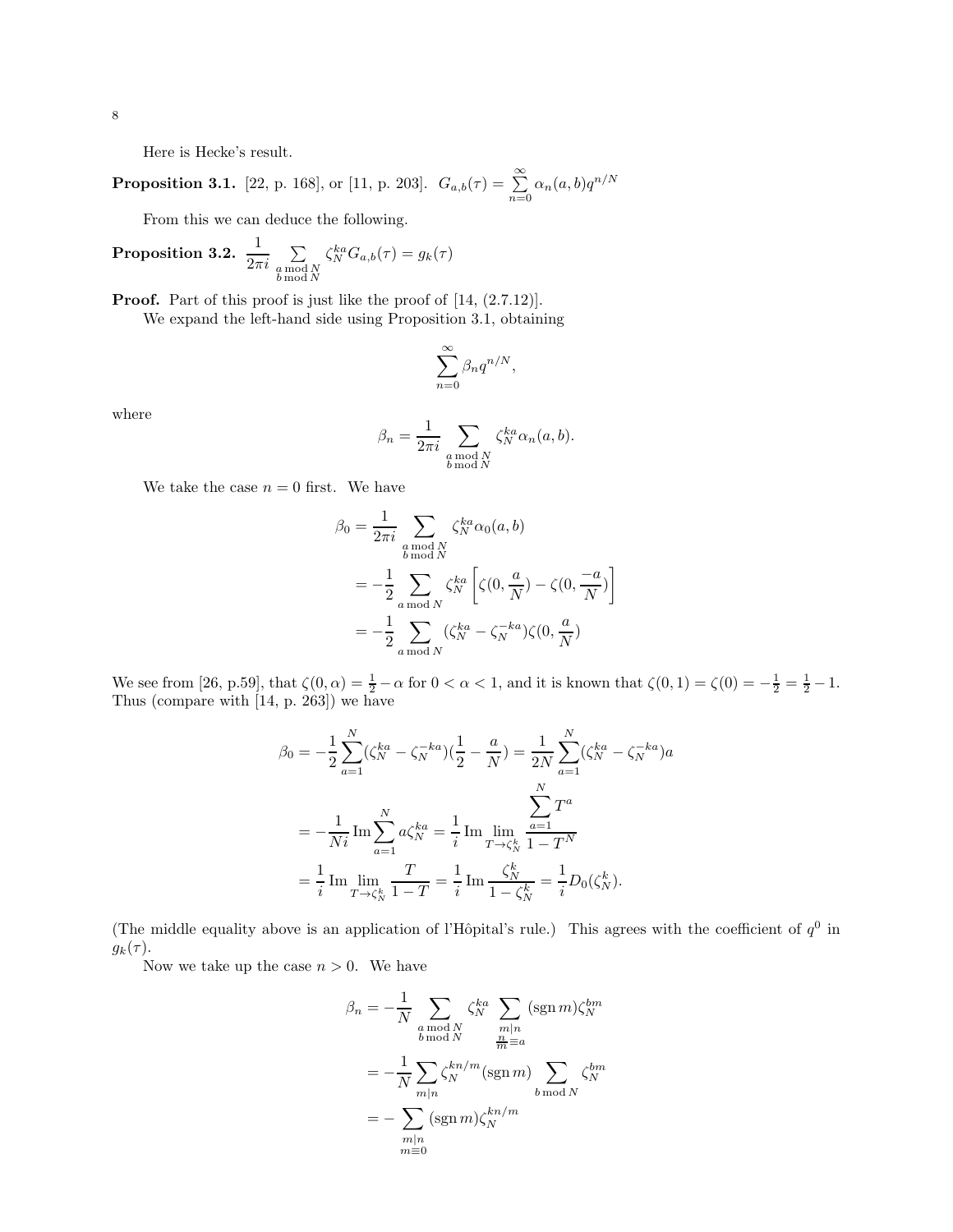Here is Hecke's result.

**Proposition 3.1.** [22, p. 168], or [11, p. 203]. $G_{a,b}(\tau) = \sum_{n=0}^{\infty} \alpha_n(a,b) q^{n/N}$

From this we can deduce the following.

**Proposition 3.2.** $\frac{1}{2\pi i} \sum_{\substack{a \bmod N \\ b \bmod N}} \zeta_N^{ka} G_{a,b}(\tau) = g_k(\tau)$

**Proof.** Part of this proof is just like the proof of [14, (2.7.12)].

We expand the left-hand side using Proposition 3.1, obtaining

$$\sum_{n=0}^{\infty} \beta_n q^{n/N},$$

where

$$\beta_n = \frac{1}{2\pi i} \sum_{\substack{a \bmod N \\ b \bmod N}} \zeta_N^{ka} \alpha_n(a,b).$$

We take the case $n = 0$ first. We have

$$\begin{aligned}
\beta_0 &= \frac{1}{2\pi i} \sum_{\substack{a \bmod N \\ b \bmod N}} \zeta_N^{ka} \alpha_0(a,b) \\
&= -\frac{1}{2} \sum_{a \bmod N} \zeta_N^{ka} \left[ \zeta(0, \frac{a}{N}) - \zeta(0, \frac{-a}{N}) \right] \\
&= -\frac{1}{2} \sum_{a \bmod N} (\zeta_N^{ka} - \zeta_N^{-ka}) \zeta(0, \frac{a}{N})
\end{aligned}$$

We see from [26, p.59], that $\zeta(0, \alpha) = \frac{1}{2} - \alpha$ for $0 < \alpha < 1$, and it is known that $\zeta(0,1) = \zeta(0) = -\frac{1}{2} = \frac{1}{2} - 1$. Thus (compare with [14, p. 263]) we have

$$\begin{aligned}
\beta_0 &= -\frac{1}{2} \sum_{a=1}^{N} (\zeta_N^{ka} - \zeta_N^{-ka})(\frac{1}{2} - \frac{a}{N}) = \frac{1}{2N} \sum_{a=1}^{N} (\zeta_N^{ka} - \zeta_N^{-ka}) a \\
&= -\frac{1}{Ni} \operatorname{Im} \sum_{a=1}^{N} a \zeta_N^{ka} = \frac{1}{i} \operatorname{Im} \lim_{T \to \zeta_N^k} \frac{\sum_{a=1}^{N} T^a}{1 - T^N} \\
&= \frac{1}{i} \operatorname{Im} \lim_{T \to \zeta_N^k} \frac{T}{1-T} = \frac{1}{i} \operatorname{Im} \frac{\zeta_N^k}{1 - \zeta_N^k} = \frac{1}{i} D_0(\zeta_N^k).
\end{aligned}$$

(The middle equality above is an application of l'Hôpital's rule.) This agrees with the coefficient of $q^0$ in $g_k(\tau)$.

Now we take up the case $n > 0$. We have

$$\begin{aligned}
\beta_n &= -\frac{1}{N} \sum_{\substack{a \bmod N \\ b \bmod N}} \zeta_N^{ka} \sum_{\substack{m | n \\ \frac{n}{m} \equiv a}} (\operatorname{sgn} m) \zeta_N^{bm} \\
&= -\frac{1}{N} \sum_{m|n} \zeta_N^{kn/m} (\operatorname{sgn} m) \sum_{b \bmod N} \zeta_N^{bm} \\
&= -\sum_{\substack{m|n \\ m \equiv 0}} (\operatorname{sgn} m) \zeta_N^{kn/m}
\end{aligned}$$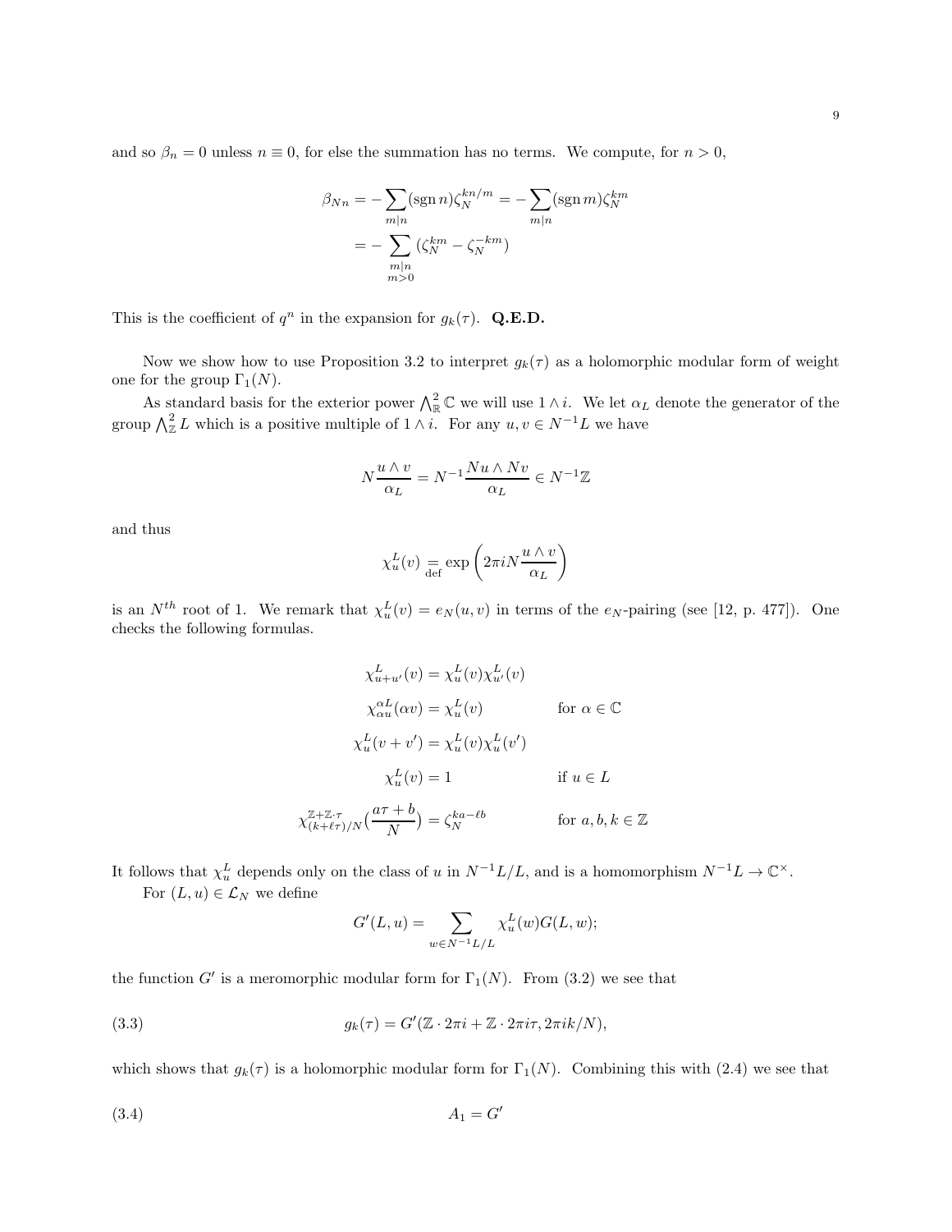and so $\beta_n = 0$ unless $n \equiv 0$, for else the summation has no terms. We compute, for $n > 0$,

$$
\begin{aligned}
\beta_{Nn} &= -\sum_{m|n} (\operatorname{sgn} n)\zeta_N^{kn/m} = -\sum_{m|n} (\operatorname{sgn} m)\zeta_N^{km} \\
&= -\sum_{\substack{m|n \\ m>0}} (\zeta_N^{km} - \zeta_N^{-km})
\end{aligned}
$$

This is the coefficient of $q^n$ in the expansion for $g_k(\tau)$. **Q.E.D.**

Now we show how to use Proposition 3.2 to interpret $g_k(\tau)$ as a holomorphic modular form of weight one for the group $\Gamma_1(N)$.

As standard basis for the exterior power $\bigwedge^2_{\mathbb{R}} \mathbb{C}$ we will use $1 \wedge i$. We let $\alpha_L$ denote the generator of the group $\bigwedge^2_{\mathbb{Z}} L$ which is a positive multiple of $1 \wedge i$. For any $u, v \in N^{-1}L$ we have

$$
N\frac{u \wedge v}{\alpha_L} = N^{-1}\frac{Nu \wedge Nv}{\alpha_L} \in N^{-1}\mathbb{Z}
$$

and thus

$$
\chi_u^L(v) \underset{\text{def}}{=} \exp\left(2\pi i N \frac{u \wedge v}{\alpha_L}\right)
$$

is an $N^{th}$ root of 1. We remark that $\chi_u^L(v) = e_N(u, v)$ in terms of the $e_N$-pairing (see [12, p. 477]). One checks the following formulas.

$$
\begin{aligned}
\chi_{u+u'}^L(v) &= \chi_u^L(v)\chi_{u'}^L(v) \\
\chi_{\alpha u}^{\alpha L}(\alpha v) &= \chi_u^L(v) && \text{for } \alpha \in \mathbb{C} \\
\chi_u^L(v + v') &= \chi_u^L(v)\chi_u^L(v') \\
\chi_u^L(v) &= 1 && \text{if } u \in L \\
\chi_{(k+\ell\tau)/N}^{\mathbb{Z}+\mathbb{Z}\cdot\tau}\left(\frac{a\tau + b}{N}\right) &= \zeta_N^{ka-\ell b} && \text{for } a, b, k \in \mathbb{Z}
\end{aligned}
$$

It follows that $\chi_u^L$ depends only on the class of $u$ in $N^{-1}L/L$, and is a homomorphism $N^{-1}L \to \mathbb{C}^\times$.

For $(L, u) \in \mathcal{L}_N$ we define

$$
G'(L, u) = \sum_{w \in N^{-1}L/L} \chi_u^L(w) G(L, w);
$$

the function $G'$ is a meromorphic modular form for $\Gamma_1(N)$. From (3.2) we see that

$$
g_k(\tau) = G'(\mathbb{Z} \cdot 2\pi i + \mathbb{Z} \cdot 2\pi i\tau, 2\pi i k/N), \tag{3.3}
$$

which shows that $g_k(\tau)$ is a holomorphic modular form for $\Gamma_1(N)$. Combining this with (2.4) we see that

$$
A_1 = G' \tag{3.4}
$$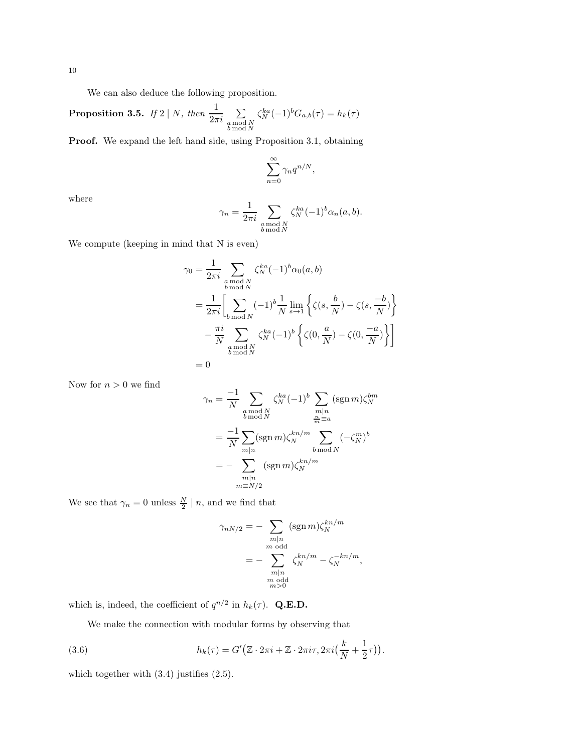We can also deduce the following proposition.

**Proposition 3.5.** *If $2 \mid N$, then* $\frac{1}{2\pi i} \sum_{\substack{a \bmod N \\ b \bmod N}} \zeta_N^{ka}(-1)^b G_{a,b}(\tau) = h_k(\tau)$

**Proof.** We expand the left hand side, using Proposition 3.1, obtaining

$$\sum_{n=0}^{\infty} \gamma_n q^{n/N},$$

where

$$\gamma_n = \frac{1}{2\pi i} \sum_{\substack{a \bmod N \\ b \bmod N}} \zeta_N^{ka}(-1)^b \alpha_n(a,b).$$

We compute (keeping in mind that N is even)

$$\begin{aligned}
\gamma_0 &= \frac{1}{2\pi i} \sum_{\substack{a \bmod N \\ b \bmod N}} \zeta_N^{ka}(-1)^b \alpha_0(a,b) \\
&= \frac{1}{2\pi i} \Bigg[ \sum_{b \bmod N} (-1)^b \frac{1}{N} \lim_{s \to 1} \left\{ \zeta(s, \frac{b}{N}) - \zeta(s, \frac{-b}{N}) \right\} \\
&\quad - \frac{\pi i}{N} \sum_{\substack{a \bmod N \\ b \bmod N}} \zeta_N^{ka}(-1)^b \left\{ \zeta(0, \frac{a}{N}) - \zeta(0, \frac{-a}{N}) \right\} \Bigg] \\
&= 0
\end{aligned}$$

Now for $n > 0$ we find

$$\begin{aligned}
\gamma_n &= \frac{-1}{N} \sum_{\substack{a \bmod N \\ b \bmod N}} \zeta_N^{ka}(-1)^b \sum_{\substack{m \mid n \\ \frac{n}{m} \equiv a}} (\operatorname{sgn} m) \zeta_N^{bm} \\
&= \frac{-1}{N} \sum_{m \mid n} (\operatorname{sgn} m) \zeta_N^{kn/m} \sum_{b \bmod N} (-\zeta_N^m)^b \\
&= - \sum_{\substack{m \mid n \\ m \equiv N/2}} (\operatorname{sgn} m) \zeta_N^{kn/m}
\end{aligned}$$

We see that $\gamma_n = 0$ unless $\frac{N}{2} \mid n$, and we find that

$$\begin{aligned}
\gamma_{nN/2} &= - \sum_{\substack{m \mid n \\ m \text{ odd}}} (\operatorname{sgn} m) \zeta_N^{kn/m} \\
&= - \sum_{\substack{m \mid n \\ m \text{ odd} \\ m > 0}} \zeta_N^{kn/m} - \zeta_N^{-kn/m},
\end{aligned}$$

which is, indeed, the coefficient of $q^{n/2}$ in $h_k(\tau)$. **Q.E.D.**

We make the connection with modular forms by observing that

$$h_k(\tau) = G'\big(\mathbb{Z} \cdot 2\pi i + \mathbb{Z} \cdot 2\pi i \tau, 2\pi i \big(\frac{k}{N} + \frac{1}{2}\tau\big)\big). \tag{3.6}$$

which together with (3.4) justifies (2.5).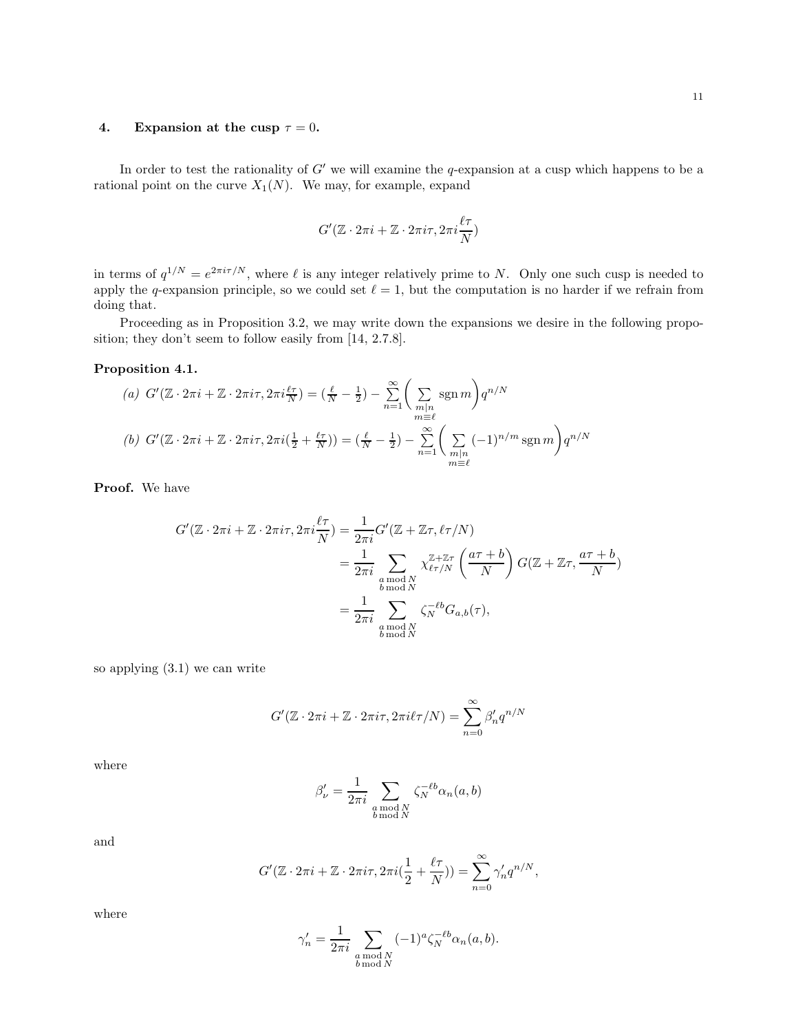## 4. Expansion at the cusp $\tau = 0$.

In order to test the rationality of $G'$ we will examine the $q$-expansion at a cusp which happens to be a rational point on the curve $X_1(N)$. We may, for example, expand

$$G'(\mathbb{Z}\cdot 2\pi i + \mathbb{Z}\cdot 2\pi i\tau, 2\pi i\frac{\ell\tau}{N})$$

in terms of $q^{1/N} = e^{2\pi i\tau/N}$, where $\ell$ is any integer relatively prime to $N$. Only one such cusp is needed to apply the $q$-expansion principle, so we could set $\ell = 1$, but the computation is no harder if we refrain from doing that.

Proceeding as in Proposition 3.2, we may write down the expansions we desire in the following proposition; they don't seem to follow easily from [14, 2.7.8].

**Proposition 4.1.**

*(a)* $G'(\mathbb{Z}\cdot 2\pi i + \mathbb{Z}\cdot 2\pi i\tau, 2\pi i\frac{\ell\tau}{N}) = (\frac{\ell}{N} - \frac{1}{2}) - \sum_{n=1}^{\infty}\left(\sum_{\substack{m|n\\ m\equiv\ell}} \operatorname{sgn} m\right) q^{n/N}$

*(b)* $G'(\mathbb{Z}\cdot 2\pi i + \mathbb{Z}\cdot 2\pi i\tau, 2\pi i(\frac{1}{2} + \frac{\ell\tau}{N})) = (\frac{\ell}{N} - \frac{1}{2}) - \sum_{n=1}^{\infty}\left(\sum_{\substack{m|n\\ m\equiv\ell}} (-1)^{n/m}\operatorname{sgn} m\right) q^{n/N}$

**Proof.** We have

$$\begin{aligned}
G'(\mathbb{Z}\cdot 2\pi i + \mathbb{Z}\cdot 2\pi i\tau, 2\pi i\frac{\ell\tau}{N}) &= \frac{1}{2\pi i} G'(\mathbb{Z} + \mathbb{Z}\tau, \ell\tau/N) \\
&= \frac{1}{2\pi i}\sum_{\substack{a \bmod N\\ b \bmod N}} \chi_{\ell\tau/N}^{\mathbb{Z}+\mathbb{Z}\tau}\left(\frac{a\tau+b}{N}\right) G(\mathbb{Z}+\mathbb{Z}\tau, \frac{a\tau+b}{N}) \\
&= \frac{1}{2\pi i}\sum_{\substack{a \bmod N\\ b \bmod N}} \zeta_N^{-\ell b} G_{a,b}(\tau),
\end{aligned}$$

so applying (3.1) we can write

$$G'(\mathbb{Z}\cdot 2\pi i + \mathbb{Z}\cdot 2\pi i\tau, 2\pi i\ell\tau/N) = \sum_{n=0}^{\infty} \beta'_n q^{n/N}$$

where

$$\beta'_\nu = \frac{1}{2\pi i}\sum_{\substack{a \bmod N\\ b \bmod N}} \zeta_N^{-\ell b}\alpha_n(a,b)$$

and

$$G'(\mathbb{Z}\cdot 2\pi i + \mathbb{Z}\cdot 2\pi i\tau, 2\pi i(\frac{1}{2} + \frac{\ell\tau}{N})) = \sum_{n=0}^{\infty} \gamma'_n q^{n/N},$$

where

$$\gamma'_n = \frac{1}{2\pi i}\sum_{\substack{a \bmod N\\ b \bmod N}} (-1)^a \zeta_N^{-\ell b}\alpha_n(a,b).$$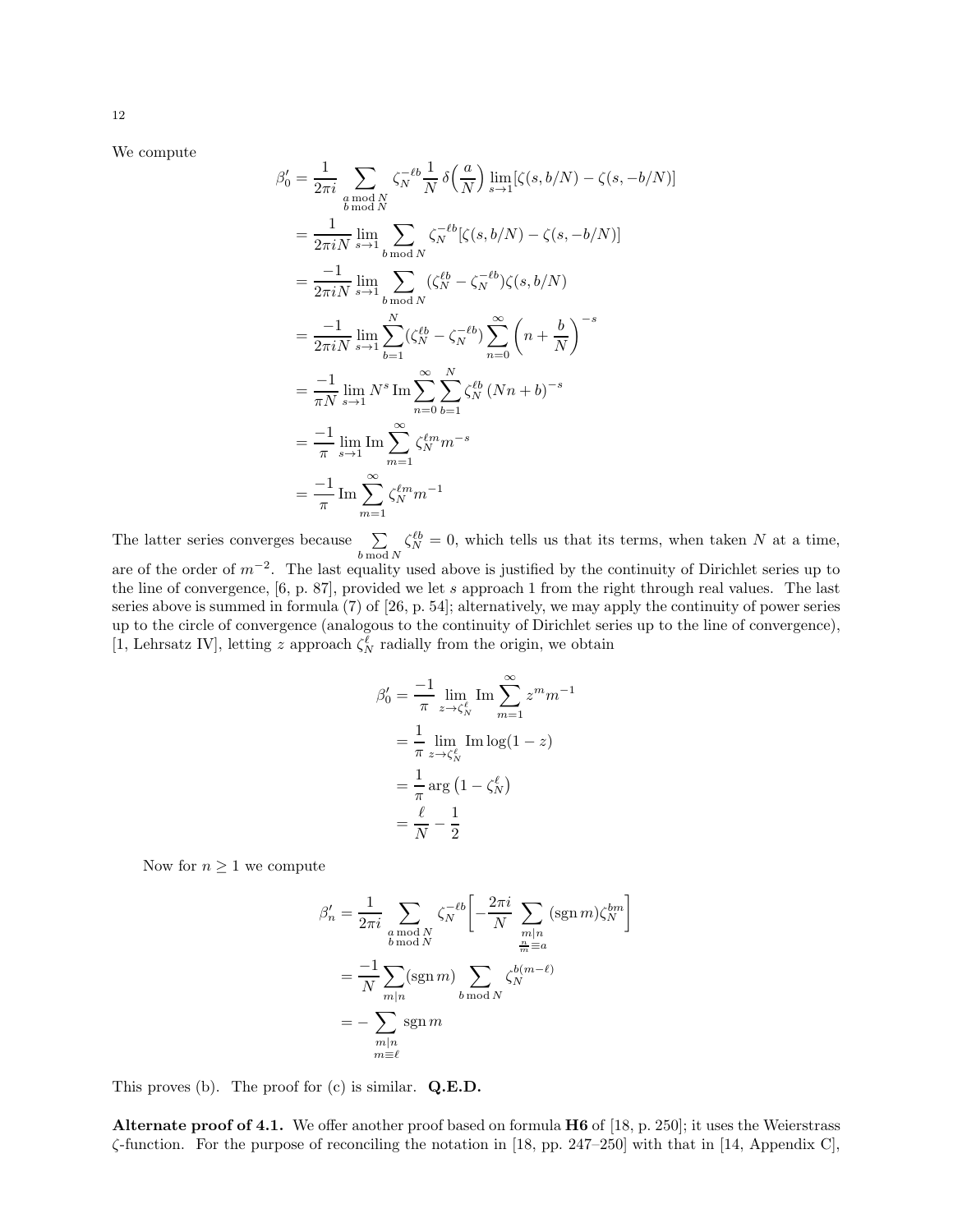We compute

$$
\begin{aligned}
\beta_0' &= \frac{1}{2\pi i} \sum_{\substack{a \bmod N \\ b \bmod N}} \zeta_N^{-\ell b} \frac{1}{N}\, \delta\Big(\frac{a}{N}\Big) \lim_{s\to 1} [\zeta(s, b/N) - \zeta(s, -b/N)] \\
&= \frac{1}{2\pi i N} \lim_{s\to 1} \sum_{b \bmod N} \zeta_N^{-\ell b} [\zeta(s, b/N) - \zeta(s, -b/N)] \\
&= \frac{-1}{2\pi i N} \lim_{s\to 1} \sum_{b \bmod N} (\zeta_N^{\ell b} - \zeta_N^{-\ell b}) \zeta(s, b/N) \\
&= \frac{-1}{2\pi i N} \lim_{s\to 1} \sum_{b=1}^{N} (\zeta_N^{\ell b} - \zeta_N^{-\ell b}) \sum_{n=0}^{\infty} \Big(n + \frac{b}{N}\Big)^{-s} \\
&= \frac{-1}{\pi N} \lim_{s\to 1} N^s \operatorname{Im} \sum_{n=0}^{\infty} \sum_{b=1}^{N} \zeta_N^{\ell b}\, (Nn + b)^{-s} \\
&= \frac{-1}{\pi} \lim_{s\to 1} \operatorname{Im} \sum_{m=1}^{\infty} \zeta_N^{\ell m} m^{-s} \\
&= \frac{-1}{\pi} \operatorname{Im} \sum_{m=1}^{\infty} \zeta_N^{\ell m} m^{-1}
\end{aligned}
$$

The latter series converges because $\sum_{b \bmod N} \zeta_N^{\ell b} = 0$, which tells us that its terms, when taken $N$ at a time, are of the order of $m^{-2}$. The last equality used above is justified by the continuity of Dirichlet series up to the line of convergence, [6, p. 87], provided we let $s$ approach 1 from the right through real values. The last series above is summed in formula (7) of [26, p. 54]; alternatively, we may apply the continuity of power series up to the circle of convergence (analogous to the continuity of Dirichlet series up to the line of convergence), [1, Lehrsatz IV], letting $z$ approach $\zeta_N^\ell$ radially from the origin, we obtain

$$
\begin{aligned}
\beta_0' &= \frac{-1}{\pi} \lim_{z \to \zeta_N^\ell} \operatorname{Im} \sum_{m=1}^{\infty} z^m m^{-1} \\
&= \frac{1}{\pi} \lim_{z \to \zeta_N^\ell} \operatorname{Im} \log(1 - z) \\
&= \frac{1}{\pi} \arg\big(1 - \zeta_N^\ell\big) \\
&= \frac{\ell}{N} - \frac{1}{2}
\end{aligned}
$$

Now for $n \geq 1$ we compute

$$
\begin{aligned}
\beta_n' &= \frac{1}{2\pi i} \sum_{\substack{a \bmod N \\ b \bmod N}} \zeta_N^{-\ell b} \Bigg[ -\frac{2\pi i}{N} \sum_{\substack{m \mid n \\ \frac{n}{m} \equiv a}} (\operatorname{sgn} m) \zeta_N^{bm} \Bigg] \\
&= \frac{-1}{N} \sum_{m \mid n} (\operatorname{sgn} m) \sum_{b \bmod N} \zeta_N^{b(m-\ell)} \\
&= -\sum_{\substack{m \mid n \\ m \equiv \ell}} \operatorname{sgn} m
\end{aligned}
$$

This proves (b). The proof for (c) is similar. **Q.E.D.**

**Alternate proof of 4.1.** We offer another proof based on formula **H6** of [18, p. 250]; it uses the Weierstrass $\zeta$-function. For the purpose of reconciling the notation in [18, pp. 247–250] with that in [14, Appendix C],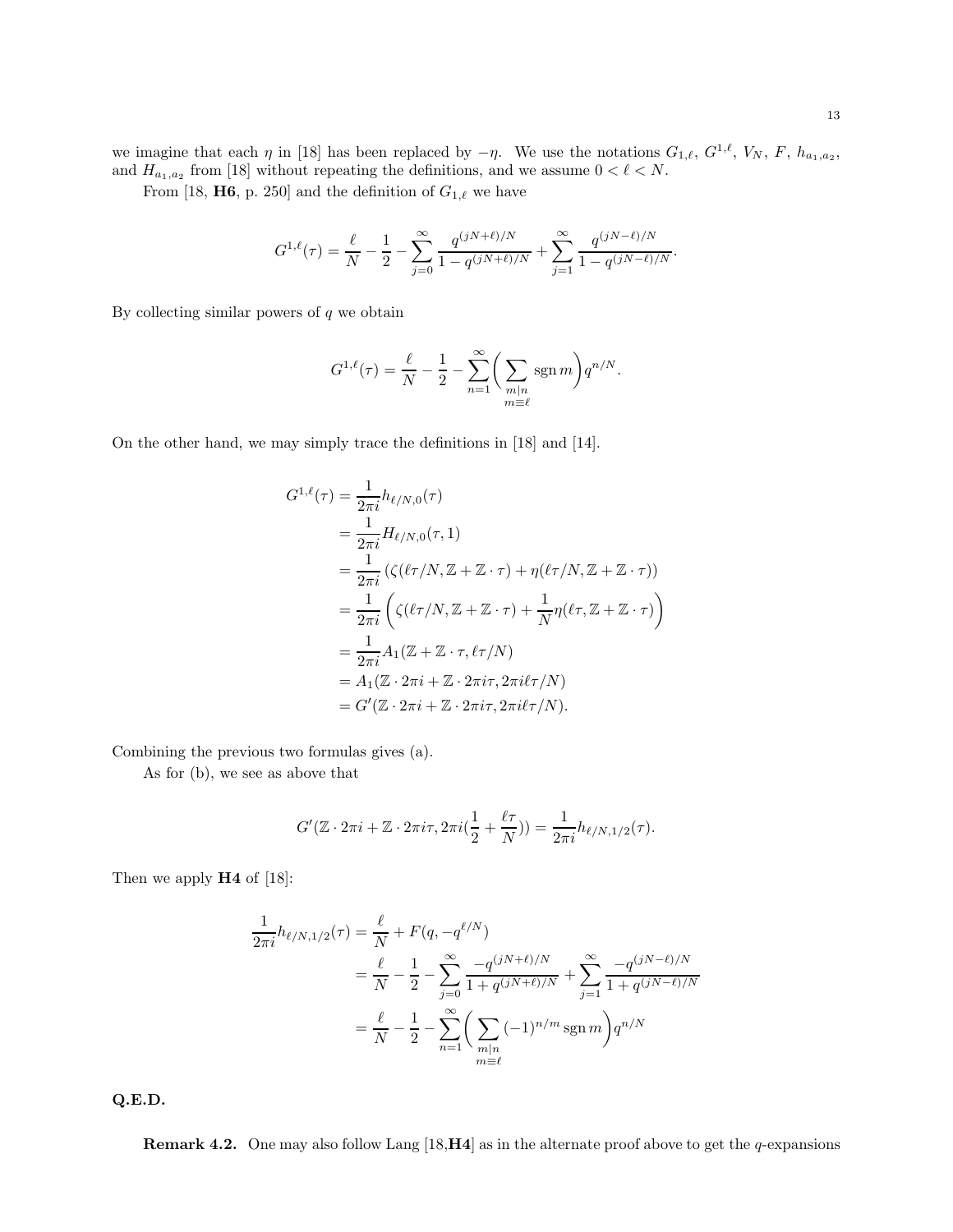we imagine that each $\eta$ in [18] has been replaced by $-\eta$. We use the notations $G_{1,\ell}$, $G^{1,\ell}$, $V_N$, $F$, $h_{a_1,a_2}$, and $H_{a_1,a_2}$ from [18] without repeating the definitions, and we assume $0 < \ell < N$.

From [18, **H6**, p. 250] and the definition of $G_{1,\ell}$ we have

$$G^{1,\ell}(\tau) = \frac{\ell}{N} - \frac{1}{2} - \sum_{j=0}^{\infty} \frac{q^{(jN+\ell)/N}}{1 - q^{(jN+\ell)/N}} + \sum_{j=1}^{\infty} \frac{q^{(jN-\ell)/N}}{1 - q^{(jN-\ell)/N}}.$$

By collecting similar powers of $q$ we obtain

$$G^{1,\ell}(\tau) = \frac{\ell}{N} - \frac{1}{2} - \sum_{n=1}^{\infty} \bigg( \sum_{\substack{m|n \\ m \equiv \ell}} \operatorname{sgn} m \bigg) q^{n/N}.$$

On the other hand, we may simply trace the definitions in [18] and [14].

$$\begin{aligned}
G^{1,\ell}(\tau) &= \frac{1}{2\pi i} h_{\ell/N,0}(\tau) \\
&= \frac{1}{2\pi i} H_{\ell/N,0}(\tau, 1) \\
&= \frac{1}{2\pi i} \left( \zeta(\ell\tau/N, \mathbb{Z} + \mathbb{Z} \cdot \tau) + \eta(\ell\tau/N, \mathbb{Z} + \mathbb{Z} \cdot \tau) \right) \\
&= \frac{1}{2\pi i} \left( \zeta(\ell\tau/N, \mathbb{Z} + \mathbb{Z} \cdot \tau) + \frac{1}{N} \eta(\ell\tau, \mathbb{Z} + \mathbb{Z} \cdot \tau) \right) \\
&= \frac{1}{2\pi i} A_1(\mathbb{Z} + \mathbb{Z} \cdot \tau, \ell\tau/N) \\
&= A_1(\mathbb{Z} \cdot 2\pi i + \mathbb{Z} \cdot 2\pi i\tau, 2\pi i\ell\tau/N) \\
&= G'(\mathbb{Z} \cdot 2\pi i + \mathbb{Z} \cdot 2\pi i\tau, 2\pi i\ell\tau/N).
\end{aligned}$$

Combining the previous two formulas gives (a).

As for (b), we see as above that

$$G'(\mathbb{Z} \cdot 2\pi i + \mathbb{Z} \cdot 2\pi i\tau, 2\pi i(\frac{1}{2} + \frac{\ell\tau}{N})) = \frac{1}{2\pi i} h_{\ell/N,1/2}(\tau).$$

Then we apply **H4** of [18]:

$$\begin{aligned}
\frac{1}{2\pi i} h_{\ell/N,1/2}(\tau) &= \frac{\ell}{N} + F(q, -q^{\ell/N}) \\
&= \frac{\ell}{N} - \frac{1}{2} - \sum_{j=0}^{\infty} \frac{-q^{(jN+\ell)/N}}{1 + q^{(jN+\ell)/N}} + \sum_{j=1}^{\infty} \frac{-q^{(jN-\ell)/N}}{1 + q^{(jN-\ell)/N}} \\
&= \frac{\ell}{N} - \frac{1}{2} - \sum_{n=1}^{\infty} \bigg( \sum_{\substack{m|n \\ m \equiv \ell}} (-1)^{n/m} \operatorname{sgn} m \bigg) q^{n/N}
\end{aligned}$$

**Q.E.D.**

**Remark 4.2.** One may also follow Lang [18,**H4**] as in the alternate proof above to get the $q$-expansions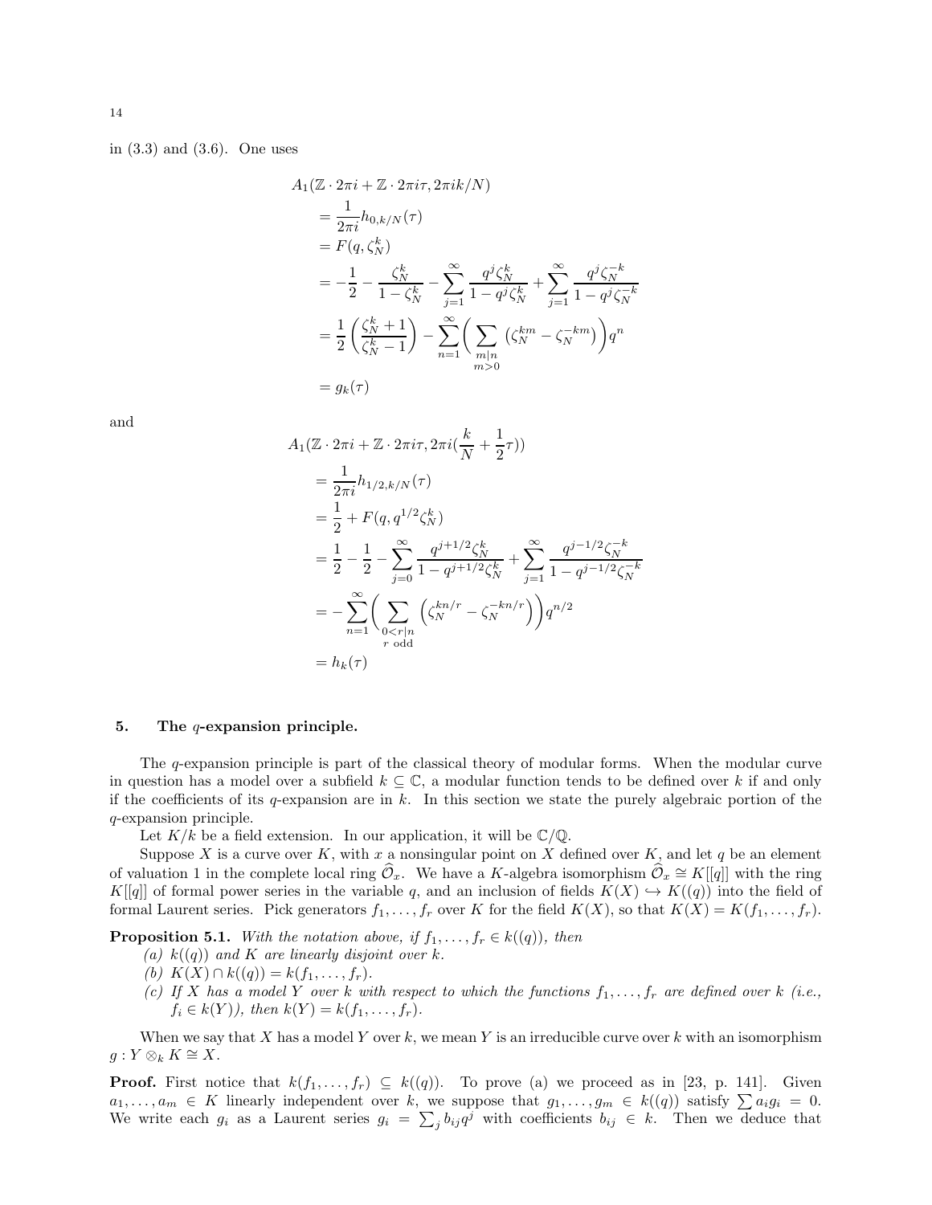in (3.3) and (3.6). One uses

$$
\begin{aligned}
&A_1(\mathbb{Z}\cdot 2\pi i + \mathbb{Z}\cdot 2\pi i\tau, 2\pi i k/N) \\
&= \frac{1}{2\pi i} h_{0,k/N}(\tau) \\
&= F(q, \zeta_N^k) \\
&= -\frac{1}{2} - \frac{\zeta_N^k}{1-\zeta_N^k} - \sum_{j=1}^{\infty} \frac{q^j \zeta_N^k}{1-q^j\zeta_N^k} + \sum_{j=1}^{\infty} \frac{q^j\zeta_N^{-k}}{1-q^j\zeta_N^{-k}} \\
&= \frac{1}{2}\left(\frac{\zeta_N^k+1}{\zeta_N^k-1}\right) - \sum_{n=1}^{\infty}\Bigg(\sum_{\substack{m|n \\ m>0}} \left(\zeta_N^{km} - \zeta_N^{-km}\right)\Bigg) q^n \\
&= g_k(\tau)
\end{aligned}
$$

and

$$
\begin{aligned}
&A_1(\mathbb{Z}\cdot 2\pi i + \mathbb{Z}\cdot 2\pi i\tau, 2\pi i(\frac{k}{N} + \frac{1}{2}\tau)) \\
&= \frac{1}{2\pi i} h_{1/2,k/N}(\tau) \\
&= \frac{1}{2} + F(q, q^{1/2}\zeta_N^k) \\
&= \frac{1}{2} - \frac{1}{2} - \sum_{j=0}^{\infty} \frac{q^{j+1/2}\zeta_N^k}{1-q^{j+1/2}\zeta_N^k} + \sum_{j=1}^{\infty} \frac{q^{j-1/2}\zeta_N^{-k}}{1-q^{j-1/2}\zeta_N^{-k}} \\
&= -\sum_{n=1}^{\infty}\Bigg(\sum_{\substack{0<r|n \\ r \text{ odd}}} \left(\zeta_N^{kn/r} - \zeta_N^{-kn/r}\right)\Bigg) q^{n/2} \\
&= h_k(\tau)
\end{aligned}
$$

## 5. The $q$-expansion principle.

The $q$-expansion principle is part of the classical theory of modular forms. When the modular curve in question has a model over a subfield $k \subseteq \mathbb{C}$, a modular function tends to be defined over $k$ if and only if the coefficients of its $q$-expansion are in $k$. In this section we state the purely algebraic portion of the $q$-expansion principle.

Let $K/k$ be a field extension. In our application, it will be $\mathbb{C}/\mathbb{Q}$.

Suppose $X$ is a curve over $K$, with $x$ a nonsingular point on $X$ defined over $K$, and let $q$ be an element of valuation 1 in the complete local ring $\widehat{\mathcal{O}}_x$. We have a $K$-algebra isomorphism $\widehat{\mathcal{O}}_x \cong K[[q]]$ with the ring $K[[q]]$ of formal power series in the variable $q$, and an inclusion of fields $K(X) \hookrightarrow K((q))$ into the field of formal Laurent series. Pick generators $f_1, \ldots, f_r$ over $K$ for the field $K(X)$, so that $K(X) = K(f_1, \ldots, f_r)$.

**Proposition 5.1.** *With the notation above, if $f_1, \ldots, f_r \in k((q))$, then*

*(a) $k((q))$ and $K$ are linearly disjoint over $k$.*

*(b) $K(X) \cap k((q)) = k(f_1, \ldots, f_r)$.*

*(c) If $X$ has a model $Y$ over $k$ with respect to which the functions $f_1, \ldots, f_r$ are defined over $k$ (i.e., $f_i \in k(Y)$), then $k(Y) = k(f_1, \ldots, f_r)$.*

When we say that $X$ has a model $Y$ over $k$, we mean $Y$ is an irreducible curve over $k$ with an isomorphism $g : Y \otimes_k K \cong X$.

**Proof.** First notice that $k(f_1, \ldots, f_r) \subseteq k((q))$. To prove (a) we proceed as in [23, p. 141]. Given $a_1, \ldots, a_m \in K$ linearly independent over $k$, we suppose that $g_1, \ldots, g_m \in k((q))$ satisfy $\sum a_i g_i = 0$. We write each $g_i$ as a Laurent series $g_i = \sum_j b_{ij} q^j$ with coefficients $b_{ij} \in k$. Then we deduce that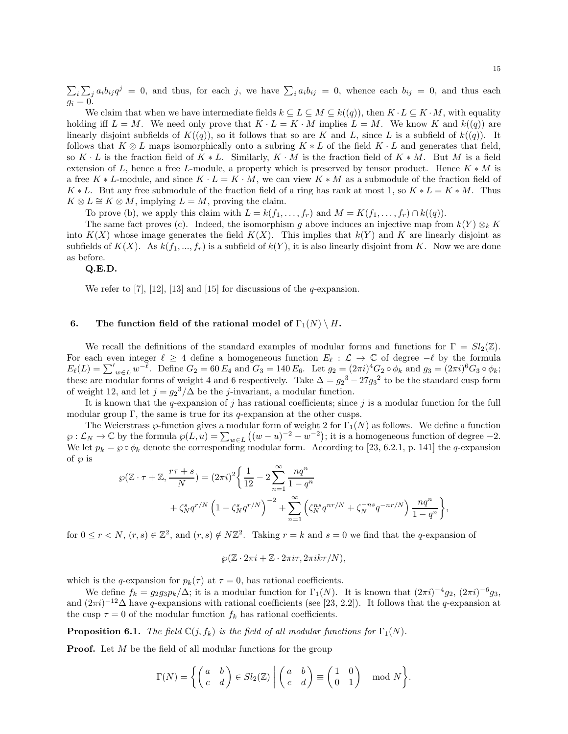$\sum_i \sum_j a_i b_{ij} q^j = 0$, and thus, for each $j$, we have $\sum_i a_i b_{ij} = 0$, whence each $b_{ij} = 0$, and thus each $g_i = 0$.

We claim that when we have intermediate fields $k \subseteq L \subseteq M \subseteq k((q))$, then $K \cdot L \subseteq K \cdot M$, with equality holding iff $L = M$. We need only prove that $K \cdot L = K \cdot M$ implies $L = M$. We know $K$ and $k((q))$ are linearly disjoint subfields of $K((q))$, so it follows that so are $K$ and $L$, since $L$ is a subfield of $k((q))$. It follows that $K \otimes L$ maps isomorphically onto a subring $K * L$ of the field $K \cdot L$ and generates that field, so $K \cdot L$ is the fraction field of $K * L$. Similarly, $K \cdot M$ is the fraction field of $K * M$. But $M$ is a field extension of $L$, hence a free $L$-module, a property which is preserved by tensor product. Hence $K * M$ is a free $K * L$-module, and since $K \cdot L = K \cdot M$, we can view $K * M$ as a submodule of the fraction field of $K * L$. But any free submodule of the fraction field of a ring has rank at most 1, so $K * L = K * M$. Thus $K \otimes L \cong K \otimes M$, implying $L = M$, proving the claim.

To prove (b), we apply this claim with $L = k(f_1, \ldots, f_r)$ and $M = K(f_1, \ldots, f_r) \cap k((q))$.

The same fact proves (c). Indeed, the isomorphism $g$ above induces an injective map from $k(Y) \otimes_k K$ into $K(X)$ whose image generates the field $K(X)$. This implies that $k(Y)$ and $K$ are linearly disjoint as subfields of $K(X)$. As $k(f_1, ..., f_r)$ is a subfield of $k(Y)$, it is also linearly disjoint from $K$. Now we are done as before.

**Q.E.D.**

We refer to [7], [12], [13] and [15] for discussions of the $q$-expansion.

## 6. The function field of the rational model of $\Gamma_1(N) \setminus H$.

We recall the definitions of the standard examples of modular forms and functions for $\Gamma = Sl_2(\mathbb{Z})$. For each even integer $\ell \geq 4$ define a homogeneous function $E_\ell : \mathcal{L} \to \mathbb{C}$ of degree $-\ell$ by the formula $E_\ell(L) = \sum'_{w \in L} w^{-\ell}$. Define $G_2 = 60\, E_4$ and $G_3 = 140\, E_6$. Let $g_2 = (2\pi i)^4 G_2 \circ \phi_k$ and $g_3 = (2\pi i)^6 G_3 \circ \phi_k$; these are modular forms of weight 4 and 6 respectively. Take $\Delta = {g_2}^3 - 27{g_3}^2$ to be the standard cusp form of weight 12, and let $j = {g_2}^3/\Delta$ be the $j$-invariant, a modular function.

It is known that the $q$-expansion of $j$ has rational coefficients; since $j$ is a modular function for the full modular group $\Gamma$, the same is true for its $q$-expansion at the other cusps.

The Weierstrass $\wp$-function gives a modular form of weight 2 for $\Gamma_1(N)$ as follows. We define a function $\wp : \mathcal{L}_N \to \mathbb{C}$ by the formula $\wp(L, u) = \sum_{w \in L} \left( (w-u)^{-2} - w^{-2} \right)$; it is a homogeneous function of degree $-2$. We let $p_k = \wp \circ \phi_k$ denote the corresponding modular form. According to [23, 6.2.1, p. 141] the $q$-expansion of $\wp$ is

$$\wp(\mathbb{Z} \cdot \tau + \mathbb{Z}, \frac{r\tau + s}{N}) = (2\pi i)^2 \Bigg\{ \frac{1}{12} - 2 \sum_{n=1}^{\infty} \frac{nq^n}{1-q^n} + \zeta_N^s q^{r/N} \left(1 - \zeta_N^s q^{r/N}\right)^{-2} + \sum_{n=1}^{\infty} \left( \zeta_N^{ns} q^{nr/N} + \zeta_N^{-ns} q^{-nr/N} \right) \frac{nq^n}{1-q^n} \Bigg\},$$

for $0 \leq r < N$, $(r, s) \in \mathbb{Z}^2$, and $(r, s) \notin N\mathbb{Z}^2$. Taking $r = k$ and $s = 0$ we find that the $q$-expansion of

$$\wp(\mathbb{Z} \cdot 2\pi i + \mathbb{Z} \cdot 2\pi i \tau, 2\pi i k \tau/N),$$

which is the $q$-expansion for $p_k(\tau)$ at $\tau = 0$, has rational coefficients.

We define $f_k = g_2 g_3 p_k / \Delta$; it is a modular function for $\Gamma_1(N)$. It is known that $(2\pi i)^{-4} g_2$, $(2\pi i)^{-6} g_3$, and $(2\pi i)^{-12} \Delta$ have $q$-expansions with rational coefficients (see [23, 2.2]). It follows that the $q$-expansion at the cusp $\tau = 0$ of the modular function $f_k$ has rational coefficients.

**Proposition 6.1.** *The field $\mathbb{C}(j, f_k)$ is the field of all modular functions for $\Gamma_1(N)$.*

**Proof.** Let $M$ be the field of all modular functions for the group

$$\Gamma(N) = \left\{ \begin{pmatrix} a & b \\ c & d \end{pmatrix} \in Sl_2(\mathbb{Z}) \;\middle|\; \begin{pmatrix} a & b \\ c & d \end{pmatrix} \equiv \begin{pmatrix} 1 & 0 \\ 0 & 1 \end{pmatrix} \mod N \right\}.$$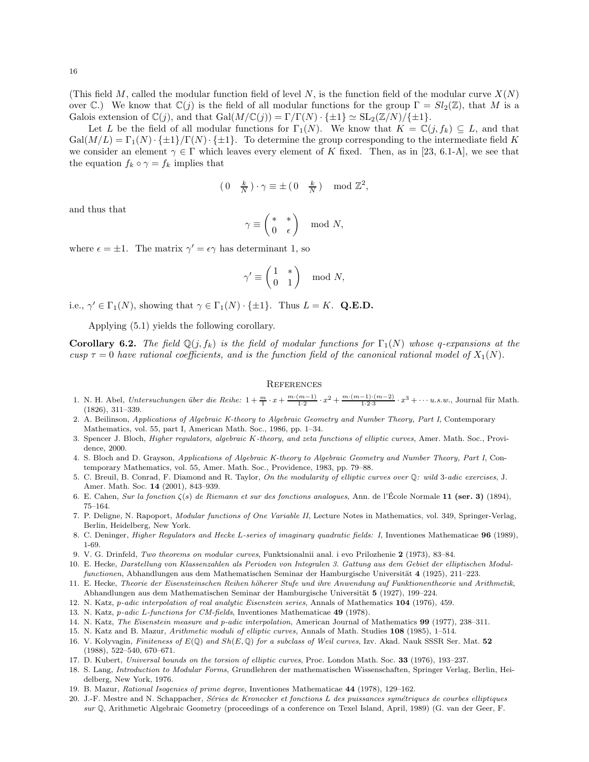(This field $M$, called the modular function field of level $N$, is the function field of the modular curve $X(N)$ over $\mathbb{C}$.) We know that $\mathbb{C}(j)$ is the field of all modular functions for the group $\Gamma = Sl_2(\mathbb{Z})$, that $M$ is a Galois extension of $\mathbb{C}(j)$, and that $\mathrm{Gal}(M/\mathbb{C}(j)) = \Gamma/\Gamma(N)\cdot\{\pm 1\} \simeq \mathrm{SL}_2(\mathbb{Z}/N)/\{\pm 1\}$.

Let $L$ be the field of all modular functions for $\Gamma_1(N)$. We know that $K = \mathbb{C}(j, f_k) \subseteq L$, and that $\mathrm{Gal}(M/L) = \Gamma_1(N)\cdot\{\pm 1\}/\Gamma(N)\cdot\{\pm 1\}$. To determine the group corresponding to the intermediate field $K$ we consider an element $\gamma \in \Gamma$ which leaves every element of $K$ fixed. Then, as in [23, 6.1-A], we see that the equation $f_k \circ \gamma = f_k$ implies that

$$(\,0 \quad \tfrac{k}{N}\,)\cdot\gamma \equiv \pm(\,0 \quad \tfrac{k}{N}\,) \mod \mathbb{Z}^2,$$

and thus that

$$\gamma \equiv \begin{pmatrix} * & * \\ 0 & \epsilon \end{pmatrix} \mod N,$$

where $\epsilon = \pm 1$. The matrix $\gamma' = \epsilon\gamma$ has determinant 1, so

$$\gamma' \equiv \begin{pmatrix} 1 & * \\ 0 & 1 \end{pmatrix} \mod N,$$

i.e., $\gamma' \in \Gamma_1(N)$, showing that $\gamma \in \Gamma_1(N)\cdot\{\pm 1\}$. Thus $L = K$. **Q.E.D.**

Applying (5.1) yields the following corollary.

**Corollary 6.2.** *The field $\mathbb{Q}(j, f_k)$ is the field of modular functions for $\Gamma_1(N)$ whose $q$-expansions at the cusp $\tau = 0$ have rational coefficients, and is the function field of the canonical rational model of $X_1(N)$.*

## References

1. N. H. Abel, *Untersuchungen über die Reihe: $1 + \frac{m}{1}\cdot x + \frac{m\cdot(m-1)}{1\cdot 2}\cdot x^2 + \frac{m\cdot(m-1)\cdot(m-2)}{1\cdot 2\cdot 3}\cdot x^3 + \cdots$ u.s.w.*, Journal für Math. (1826), 311–339.
2. A. Beilinson, *Applications of Algebraic K-theory to Algebraic Geometry and Number Theory, Part I*, Contemporary Mathematics, vol. 55, part I, American Math. Soc., 1986, pp. 1–34.
3. Spencer J. Bloch, *Higher regulators, algebraic K-theory, and zeta functions of elliptic curves*, Amer. Math. Soc., Providence, 2000.
4. S. Bloch and D. Grayson, *Applications of Algebraic K-theory to Algebraic Geometry and Number Theory, Part I*, Contemporary Mathematics, vol. 55, Amer. Math. Soc., Providence, 1983, pp. 79–88.
5. C. Breuil, B. Conrad, F. Diamond and R. Taylor, *On the modularity of elliptic curves over $\mathbb{Q}$: wild 3-adic exercises*, J. Amer. Math. Soc. **14** (2001), 843–939.
6. E. Cahen, *Sur la fonction $\zeta(s)$ de Riemann et sur des fonctions analogues*, Ann. de l'École Normale **11 (ser. 3)** (1894), 75–164.
7. P. Deligne, N. Rapoport, *Modular functions of One Variable II*, Lecture Notes in Mathematics, vol. 349, Springer-Verlag, Berlin, Heidelberg, New York.
8. C. Deninger, *Higher Regulators and Hecke L-series of imaginary quadratic fields: I*, Inventiones Mathematicae **96** (1989), 1-69.
9. V. G. Drinfeld, *Two theorems on modular curves*, Funktsionalnii anal. i evo Prilozhenie **2** (1973), 83–84.
10. E. Hecke, *Darstellung von Klassenzahlen als Perioden von Integralen 3. Gattung aus dem Gebiet der elliptischen Modulfunctionen*, Abhandlungen aus dem Mathematischen Seminar der Hamburgische Universität **4** (1925), 211–223.
11. E. Hecke, *Theorie der Eisensteinschen Reihen höherer Stufe und ihre Anwendung auf Funktionentheorie und Arithmetik*, Abhandlungen aus dem Mathematischen Seminar der Hamburgische Universität **5** (1927), 199–224.
12. N. Katz, *p-adic interpolation of real analytic Eisenstein series*, Annals of Mathematics **104** (1976), 459.
13. N. Katz, *p-adic L-functions for CM-fields*, Inventiones Mathematicae **49** (1978).
14. N. Katz, *The Eisenstein measure and p-adic interpolation*, American Journal of Mathematics **99** (1977), 238–311.
15. N. Katz and B. Mazur, *Arithmetic moduli of elliptic curves*, Annals of Math. Studies **108** (1985), 1–514.
16. V. Kolyvagin, *Finiteness of $E(\mathbb{Q})$ and $Sh(E,\mathbb{Q})$ for a subclass of Weil curves*, Izv. Akad. Nauk SSSR Ser. Mat. **52** (1988), 522–540, 670–671.
17. D. Kubert, *Universal bounds on the torsion of elliptic curves*, Proc. London Math. Soc. **33** (1976), 193–237.
18. S. Lang, *Introduction to Modular Forms*, Grundlehren der mathematischen Wissenschaften, Springer Verlag, Berlin, Heidelberg, New York, 1976.
19. B. Mazur, *Rational Isogenies of prime degree*, Inventiones Mathematicae **44** (1978), 129–162.
20. J.-F. Mestre and N. Schappacher, *Séries de Kronecker et fonctions L des puissances symétriques de courbes elliptiques sur $\mathbb{Q}$*, Arithmetic Algebraic Geometry (proceedings of a conference on Texel Island, April, 1989) (G. van der Geer, F.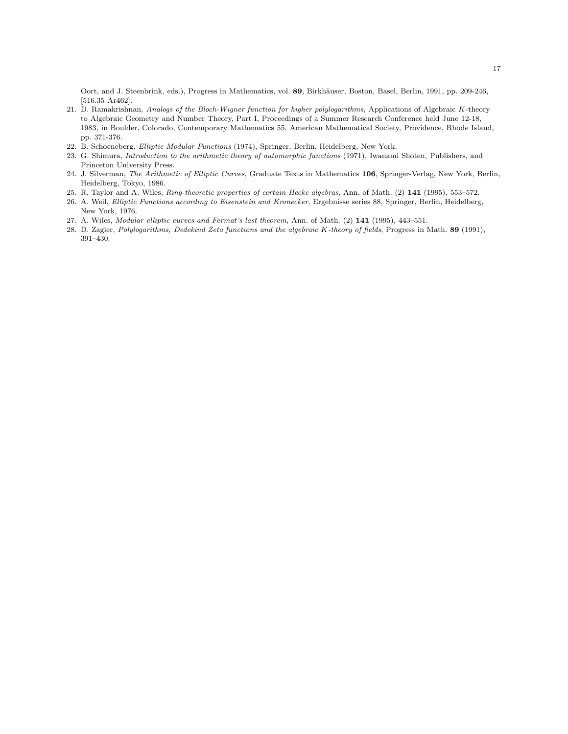Oort, and J. Steenbrink, eds.), Progress in Mathematics, vol. **89**, Birkhäuser, Boston, Basel, Berlin, 1991, pp. 209-246, [516.35 Ar462].

21. D. Ramakrishnan, *Analogs of the Bloch-Wigner function for higher polylogarithms*, Applications of Algebraic $K$-theory to Algebraic Geometry and Number Theory, Part I, Proceedings of a Summer Research Conference held June 12-18, 1983, in Boulder, Colorado, Contemporary Mathematics 55, American Mathematical Society, Providence, Rhode Island, pp. 371-376.
22. B. Schoeneberg, *Elliptic Modular Functions* (1974), Springer, Berlin, Heidelberg, New York.
23. G. Shimura, *Introduction to the arithmetic theory of automorphic functions* (1971), Iwanami Shoten, Publishers, and Princeton University Press.
24. J. Silverman, *The Arithmetic of Elliptic Curves*, Graduate Texts in Mathematics **106**, Springer-Verlag, New York, Berlin, Heidelberg, Tokyo, 1986.
25. R. Taylor and A. Wiles, *Ring-theoretic properties of certain Hecke algebras*, Ann. of Math. (2) **141** (1995), 553–572.
26. A. Weil, *Elliptic Functions according to Eisenstein and Kronecker*, Ergebnisse series 88, Springer, Berlin, Heidelberg, New York, 1976.
27. A. Wiles, *Modular elliptic curves and Fermat's last theorem*, Ann. of Math. (2) **141** (1995), 443–551.
28. D. Zagier, *Polylogarithms, Dedekind Zeta functions and the algebraic $K$-theory of fields*, Progress in Math. **89** (1991), 391–430.